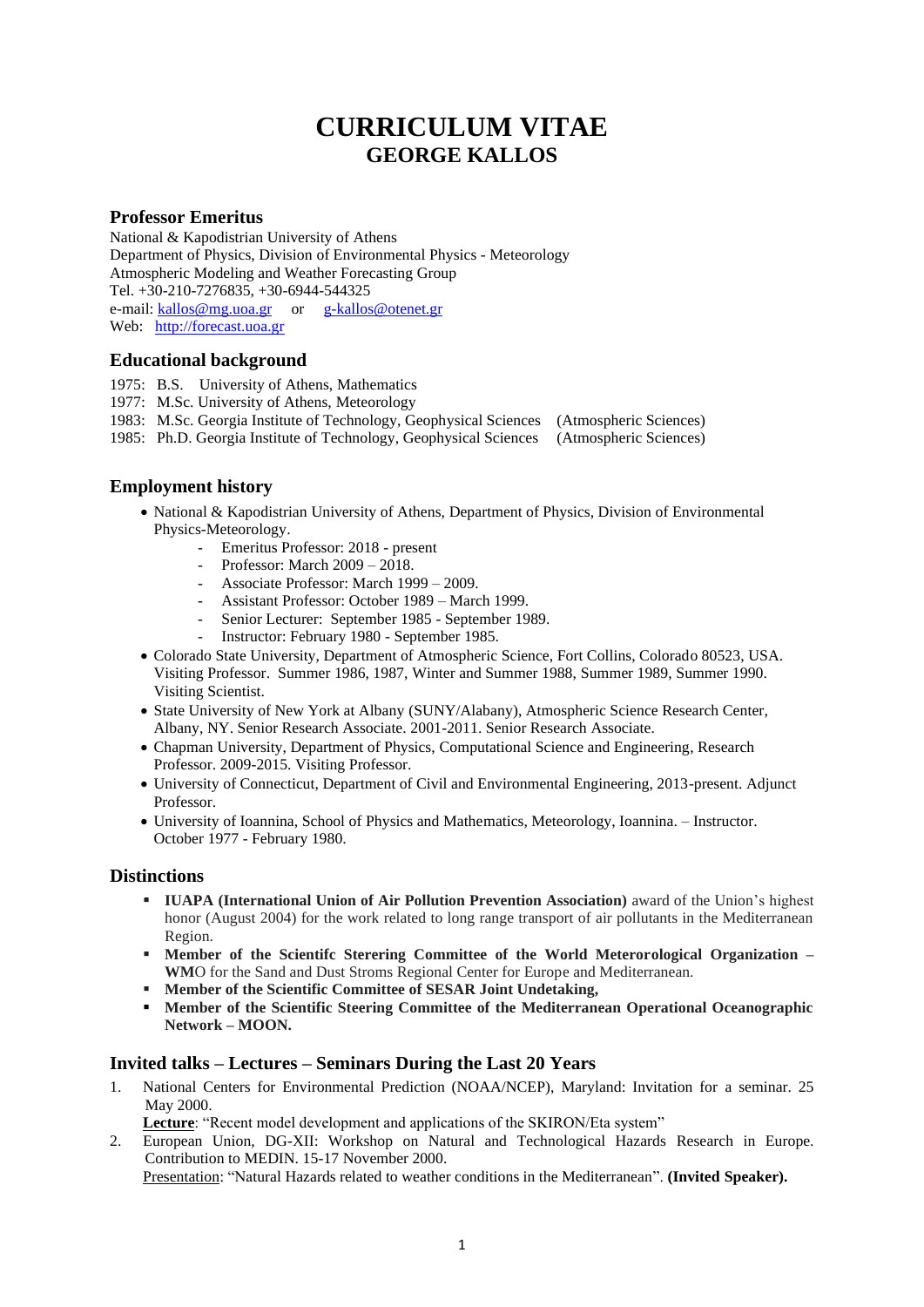# CURRICULUM VITAE
## GEORGE KALLOS

### Professor Emeritus

National & Kapodistrian University of Athens
Department of Physics, Division of Environmental Physics - Meteorology
Atmospheric Modeling and Weather Forecasting Group
Tel. +30-210-7276835, +30-6944-544325
e-mail: kallos@mg.uoa.gr or g-kallos@otenet.gr
Web: http://forecast.uoa.gr

### Educational background

1975: B.S. University of Athens, Mathematics
1977: M.Sc. University of Athens, Meteorology
1983: M.Sc. Georgia Institute of Technology, Geophysical Sciences (Atmospheric Sciences)
1985: Ph.D. Georgia Institute of Technology, Geophysical Sciences (Atmospheric Sciences)

### Employment history

- National & Kapodistrian University of Athens, Department of Physics, Division of Environmental Physics-Meteorology.
  - Emeritus Professor: 2018 - present
  - Professor: March 2009 – 2018.
  - Associate Professor: March 1999 – 2009.
  - Assistant Professor: October 1989 – March 1999.
  - Senior Lecturer: September 1985 - September 1989.
  - Instructor: February 1980 - September 1985.
- Colorado State University, Department of Atmospheric Science, Fort Collins, Colorado 80523, USA. Visiting Professor. Summer 1986, 1987, Winter and Summer 1988, Summer 1989, Summer 1990. Visiting Scientist.
- State University of New York at Albany (SUNY/Alabany), Atmospheric Science Research Center, Albany, NY. Senior Research Associate. 2001-2011. Senior Research Associate.
- Chapman University, Department of Physics, Computational Science and Engineering, Research Professor. 2009-2015. Visiting Professor.
- University of Connecticut, Department of Civil and Environmental Engineering, 2013-present. Adjunct Professor.
- University of Ioannina, School of Physics and Mathematics, Meteorology, Ioannina. – Instructor. October 1977 - February 1980.

### Distinctions

- **IUAPA (International Union of Air Pollution Prevention Association)** award of the Union's highest honor (August 2004) for the work related to long range transport of air pollutants in the Mediterranean Region.
- **Member of the Scientifc Sterering Committee of the World Meterorological Organization – WM**O for the Sand and Dust Stroms Regional Center for Europe and Mediterranean.
- **Member of the Scientific Committee of SESAR Joint Undetaking,**
- **Member of the Scientific Steering Committee of the Mediterranean Operational Oceanographic Network – MOON.**

### Invited talks – Lectures – Seminars During the Last 20 Years

1. National Centers for Environmental Prediction (NOAA/NCEP), Maryland: Invitation for a seminar. 25 May 2000.
   **Lecture**: "Recent model development and applications of the SKIRON/Eta system"
2. European Union, DG-XII: Workshop on Natural and Technological Hazards Research in Europe. Contribution to MEDIN. 15-17 November 2000.
   Presentation: "Natural Hazards related to weather conditions in the Mediterranean". **(Invited Speaker).**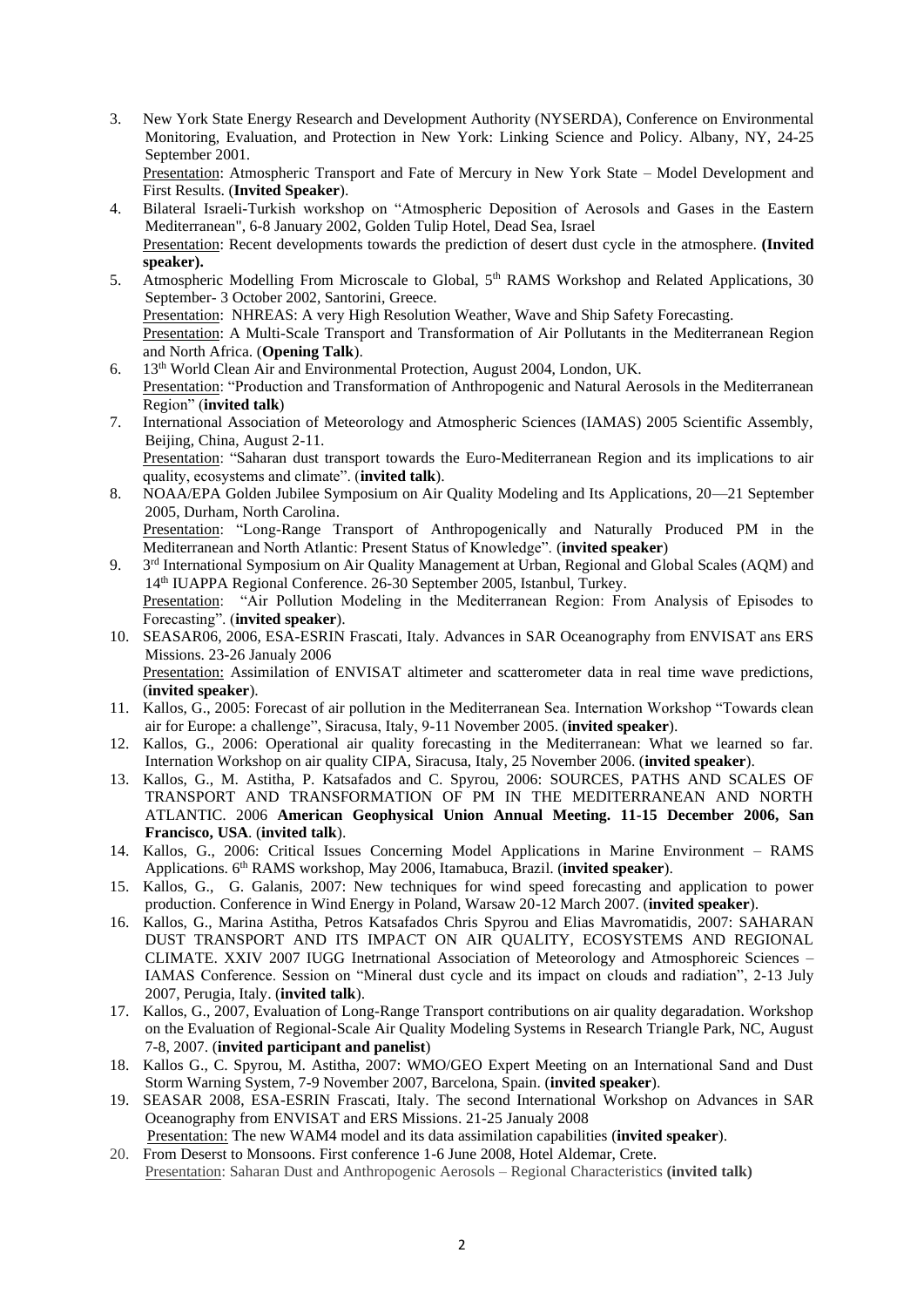3. New York State Energy Research and Development Authority (NYSERDA), Conference on Environmental Monitoring, Evaluation, and Protection in New York: Linking Science and Policy. Albany, NY, 24-25 September 2001.
   Presentation: Atmospheric Transport and Fate of Mercury in New York State – Model Development and First Results. (**Invited Speaker**).
4. Bilateral Israeli-Turkish workshop on "Atmospheric Deposition of Aerosols and Gases in the Eastern Mediterranean", 6-8 January 2002, Golden Tulip Hotel, Dead Sea, Israel
   Presentation: Recent developments towards the prediction of desert dust cycle in the atmosphere. **(Invited speaker).**
5. Atmospheric Modelling From Microscale to Global, 5th RAMS Workshop and Related Applications, 30 September- 3 October 2002, Santorini, Greece.
   Presentation: NHREAS: A very High Resolution Weather, Wave and Ship Safety Forecasting.
   Presentation: A Multi-Scale Transport and Transformation of Air Pollutants in the Mediterranean Region and North Africa. (**Opening Talk**).
6. 13th World Clean Air and Environmental Protection, August 2004, London, UK.
   Presentation: "Production and Transformation of Anthropogenic and Natural Aerosols in the Mediterranean Region" (**invited talk**)
7. International Association of Meteorology and Atmospheric Sciences (IAMAS) 2005 Scientific Assembly, Beijing, China, August 2-11.
   Presentation: "Saharan dust transport towards the Euro-Mediterranean Region and its implications to air quality, ecosystems and climate". (**invited talk**).
8. NOAA/EPA Golden Jubilee Symposium on Air Quality Modeling and Its Applications, 20—21 September 2005, Durham, North Carolina.
   Presentation: "Long-Range Transport of Anthropogenically and Naturally Produced PM in the Mediterranean and North Atlantic: Present Status of Knowledge". (**invited speaker**)
9. 3rd International Symposium on Air Quality Management at Urban, Regional and Global Scales (AQM) and 14th IUAPPA Regional Conference. 26-30 September 2005, Istanbul, Turkey.
   Presentation: "Air Pollution Modeling in the Mediterranean Region: From Analysis of Episodes to Forecasting". (**invited speaker**).
10. SEASAR06, 2006, ESA-ESRIN Frascati, Italy. Advances in SAR Oceanography from ENVISAT ans ERS Missions. 23-26 Janualy 2006
    Presentation: Assimilation of ENVISAT altimeter and scatterometer data in real time wave predictions, (**invited speaker**).
11. Kallos, G., 2005: Forecast of air pollution in the Mediterranean Sea. Internation Workshop "Towards clean air for Europe: a challenge", Siracusa, Italy, 9-11 November 2005. (**invited speaker**).
12. Kallos, G., 2006: Operational air quality forecasting in the Mediterranean: What we learned so far. Internation Workshop on air quality CIPA, Siracusa, Italy, 25 November 2006. (**invited speaker**).
13. Kallos, G., M. Astitha, P. Katsafados and C. Spyrou, 2006: SOURCES, PATHS AND SCALES OF TRANSPORT AND TRANSFORMATION OF PM IN THE MEDITERRANEAN AND NORTH ATLANTIC. 2006 **American Geophysical Union Annual Meeting. 11-15 December 2006, San Francisco, USA**. (**invited talk**).
14. Kallos, G., 2006: Critical Issues Concerning Model Applications in Marine Environment – RAMS Applications. 6th RAMS workshop, May 2006, Itamabuca, Brazil. (**invited speaker**).
15. Kallos, G., G. Galanis, 2007: New techniques for wind speed forecasting and application to power production. Conference in Wind Energy in Poland, Warsaw 20-12 March 2007. (**invited speaker**).
16. Kallos, G., Marina Astitha, Petros Katsafados Chris Spyrou and Elias Mavromatidis, 2007: SAHARAN DUST TRANSPORT AND ITS IMPACT ON AIR QUALITY, ECOSYSTEMS AND REGIONAL CLIMATE. XXIV 2007 IUGG Inetrnational Association of Meteorology and Atmosphoreic Sciences – IAMAS Conference. Session on "Mineral dust cycle and its impact on clouds and radiation", 2-13 July 2007, Perugia, Italy. (**invited talk**).
17. Kallos, G., 2007, Evaluation of Long-Range Transport contributions on air quality degaradation. Workshop on the Evaluation of Regional-Scale Air Quality Modeling Systems in Research Triangle Park, NC, August 7-8, 2007. (**invited participant and panelist**)
18. Kallos G., C. Spyrou, M. Astitha, 2007: WMO/GEO Expert Meeting on an International Sand and Dust Storm Warning System, 7-9 November 2007, Barcelona, Spain. (**invited speaker**).
19. SEASAR 2008, ESA-ESRIN Frascati, Italy. The second International Workshop on Advances in SAR Oceanography from ENVISAT and ERS Missions. 21-25 Janualy 2008
    Presentation: The new WAM4 model and its data assimilation capabilities (**invited speaker**).
20. From Deserst to Monsoons. First conference 1-6 June 2008, Hotel Aldemar, Crete.
    Presentation: Saharan Dust and Anthropogenic Aerosols – Regional Characteristics **(invited talk)**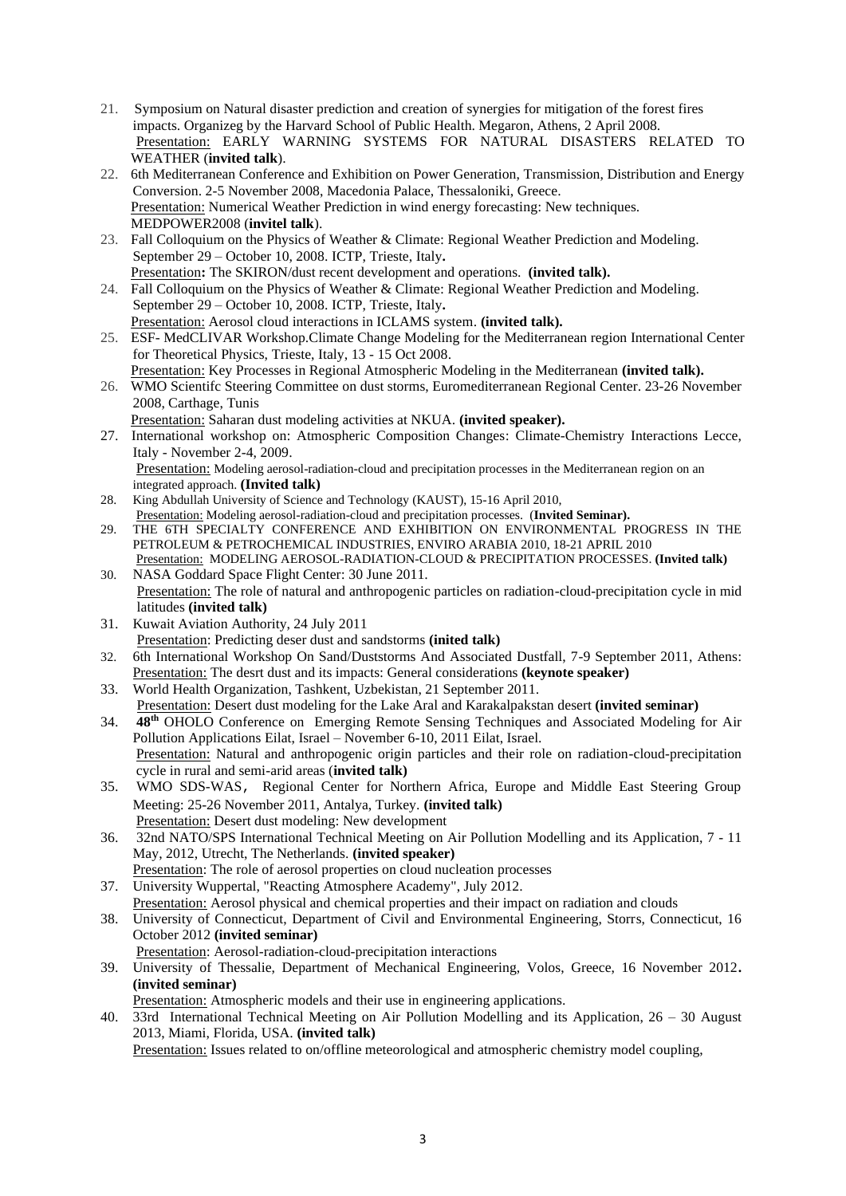21. Symposium on Natural disaster prediction and creation of synergies for mitigation of the forest fires impacts. Organizeg by the Harvard School of Public Health. Megaron, Athens, 2 April 2008.
    Presentation: EARLY WARNING SYSTEMS FOR NATURAL DISASTERS RELATED TO WEATHER (**invited talk**).
22. 6th Mediterranean Conference and Exhibition on Power Generation, Transmission, Distribution and Energy Conversion. 2-5 November 2008, Macedonia Palace, Thessaloniki, Greece.
    Presentation: Numerical Weather Prediction in wind energy forecasting: New techniques. MEDPOWER2008 (**invitel talk**).
23. Fall Colloquium on the Physics of Weather & Climate: Regional Weather Prediction and Modeling. September 29 – October 10, 2008. ICTP, Trieste, Italy**.**
    Presentation**:** The SKIRON/dust recent development and operations. **(invited talk).**
24. Fall Colloquium on the Physics of Weather & Climate: Regional Weather Prediction and Modeling. September 29 – October 10, 2008. ICTP, Trieste, Italy**.**
    Presentation: Aerosol cloud interactions in ICLAMS system. **(invited talk).**
25. ESF- MedCLIVAR Workshop.Climate Change Modeling for the Mediterranean region International Center for Theoretical Physics, Trieste, Italy, 13 - 15 Oct 2008.
    Presentation: Key Processes in Regional Atmospheric Modeling in the Mediterranean **(invited talk).**
26. WMO Scientifc Steering Committee on dust storms, Euromediterranean Regional Center. 23-26 November 2008, Carthage, Tunis
    Presentation: Saharan dust modeling activities at NKUA. **(invited speaker).**
27. International workshop on: Atmospheric Composition Changes: Climate-Chemistry Interactions Lecce, Italy - November 2-4, 2009.
    Presentation: Modeling aerosol-radiation-cloud and precipitation processes in the Mediterranean region on an integrated approach. **(Invited talk)**
28. King Abdullah University of Science and Technology (KAUST), 15-16 April 2010,
    Presentation: Modeling aerosol-radiation-cloud and precipitation processes. (**Invited Seminar).**
29. THE 6TH SPECIALTY CONFERENCE AND EXHIBITION ON ENVIRONMENTAL PROGRESS IN THE PETROLEUM & PETROCHEMICAL INDUSTRIES, ENVIRO ARABIA 2010, 18-21 APRIL 2010
    Presentation: MODELING AEROSOL-RADIATION-CLOUD & PRECIPITATION PROCESSES. **(Invited talk)**
30. NASA Goddard Space Flight Center: 30 June 2011.
    Presentation: The role of natural and anthropogenic particles on radiation-cloud-precipitation cycle in mid latitudes **(invited talk)**
31. Kuwait Aviation Authority, 24 July 2011
    Presentation: Predicting deser dust and sandstorms **(inited talk)**
32. 6th International Workshop On Sand/Duststorms And Associated Dustfall, 7-9 September 2011, Athens: Presentation: The desrt dust and its impacts: General considerations **(keynote speaker)**
33. World Health Organization, Tashkent, Uzbekistan, 21 September 2011.
    Presentation: Desert dust modeling for the Lake Aral and Karakalpakstan desert **(invited seminar)**
34. **48th** OHOLO Conference on Emerging Remote Sensing Techniques and Associated Modeling for Air Pollution Applications Eilat, Israel – November 6-10, 2011 Eilat, Israel.
    Presentation: Natural and anthropogenic origin particles and their role on radiation-cloud-precipitation cycle in rural and semi-arid areas (**invited talk)**
35. WMO SDS-WAS, Regional Center for Northern Africa, Europe and Middle East Steering Group Meeting: 25-26 November 2011, Antalya, Turkey. **(invited talk)**
    Presentation: Desert dust modeling: New development
36. 32nd NATO/SPS International Technical Meeting on Air Pollution Modelling and its Application, 7 - 11 May, 2012, Utrecht, The Netherlands. **(invited speaker)**
    Presentation: The role of aerosol properties on cloud nucleation processes
37. University Wuppertal, "Reacting Atmosphere Academy", July 2012.
    Presentation: Aerosol physical and chemical properties and their impact on radiation and clouds
38. University of Connecticut, Department of Civil and Environmental Engineering, Storrs, Connecticut, 16 October 2012 **(invited seminar)**
    Presentation: Aerosol-radiation-cloud-precipitation interactions
39. University of Thessalie, Department of Mechanical Engineering, Volos, Greece, 16 November 2012**. (invited seminar)**
    Presentation: Atmospheric models and their use in engineering applications.
40. 33rd International Technical Meeting on Air Pollution Modelling and its Application, 26 – 30 August 2013, Miami, Florida, USA. **(invited talk)**
    Presentation: Issues related to on/offline meteorological and atmospheric chemistry model coupling,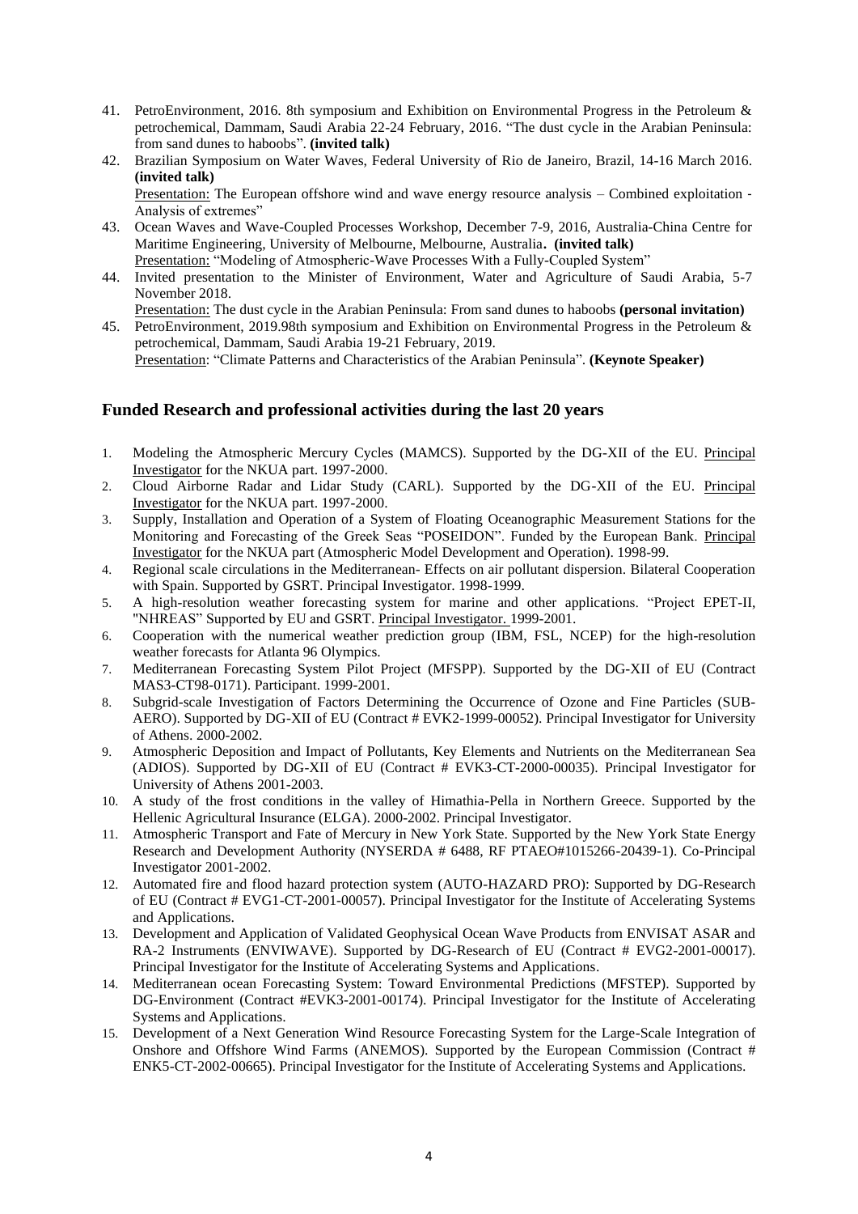41. PetroEnvironment, 2016. 8th symposium and Exhibition on Environmental Progress in the Petroleum & petrochemical, Dammam, Saudi Arabia 22-24 February, 2016. "The dust cycle in the Arabian Peninsula: from sand dunes to haboobs". **(invited talk)**
42. Brazilian Symposium on Water Waves, Federal University of Rio de Janeiro, Brazil, 14-16 March 2016. **(invited talk)**
    Presentation: The European offshore wind and wave energy resource analysis – Combined exploitation - Analysis of extremes"
43. Ocean Waves and Wave-Coupled Processes Workshop, December 7-9, 2016, Australia-China Centre for Maritime Engineering, University of Melbourne, Melbourne, Australia. **(invited talk)**
    Presentation: "Modeling of Atmospheric-Wave Processes With a Fully-Coupled System"
44. Invited presentation to the Minister of Environment, Water and Agriculture of Saudi Arabia, 5-7 November 2018.
    Presentation: The dust cycle in the Arabian Peninsula: From sand dunes to haboobs **(personal invitation)**
45. PetroEnvironment, 2019.98th symposium and Exhibition on Environmental Progress in the Petroleum & petrochemical, Dammam, Saudi Arabia 19-21 February, 2019.
    Presentation: "Climate Patterns and Characteristics of the Arabian Peninsula". **(Keynote Speaker)**

## Funded Research and professional activities during the last 20 years

1. Modeling the Atmospheric Mercury Cycles (MAMCS). Supported by the DG-XII of the EU. Principal Investigator for the NKUA part. 1997-2000.
2. Cloud Airborne Radar and Lidar Study (CARL). Supported by the DG-XII of the EU. Principal Investigator for the NKUA part. 1997-2000.
3. Supply, Installation and Operation of a System of Floating Oceanographic Measurement Stations for the Monitoring and Forecasting of the Greek Seas "POSEIDON". Funded by the European Bank. Principal Investigator for the NKUA part (Atmospheric Model Development and Operation). 1998-99.
4. Regional scale circulations in the Mediterranean- Effects on air pollutant dispersion. Bilateral Cooperation with Spain. Supported by GSRT. Principal Investigator. 1998-1999.
5. A high-resolution weather forecasting system for marine and other applications. "Project EPET-II, "NHREAS" Supported by EU and GSRT. Principal Investigator. 1999-2001.
6. Cooperation with the numerical weather prediction group (IBM, FSL, NCEP) for the high-resolution weather forecasts for Atlanta 96 Olympics.
7. Mediterranean Forecasting System Pilot Project (MFSPP). Supported by the DG-XII of EU (Contract MAS3-CT98-0171). Participant. 1999-2001.
8. Subgrid-scale Investigation of Factors Determining the Occurrence of Ozone and Fine Particles (SUB-AERO). Supported by DG-XII of EU (Contract # EVK2-1999-00052). Principal Investigator for University of Athens. 2000-2002.
9. Atmospheric Deposition and Impact of Pollutants, Key Elements and Nutrients on the Mediterranean Sea (ADIOS). Supported by DG-XII of EU (Contract # EVK3-CT-2000-00035). Principal Investigator for University of Athens 2001-2003.
10. A study of the frost conditions in the valley of Himathia-Pella in Northern Greece. Supported by the Hellenic Agricultural Insurance (ELGA). 2000-2002. Principal Investigator.
11. Atmospheric Transport and Fate of Mercury in New York State. Supported by the New York State Energy Research and Development Authority (NYSERDA # 6488, RF PTAEO#1015266-20439-1). Co-Principal Investigator 2001-2002.
12. Automated fire and flood hazard protection system (AUTO-HAZARD PRO): Supported by DG-Research of EU (Contract # EVG1-CT-2001-00057). Principal Investigator for the Institute of Accelerating Systems and Applications.
13. Development and Application of Validated Geophysical Ocean Wave Products from ENVISAT ASAR and RA-2 Instruments (ENVIWAVE). Supported by DG-Research of EU (Contract # EVG2-2001-00017). Principal Investigator for the Institute of Accelerating Systems and Applications.
14. Mediterranean ocean Forecasting System: Toward Environmental Predictions (MFSTEP). Supported by DG-Environment (Contract #EVK3-2001-00174). Principal Investigator for the Institute of Accelerating Systems and Applications.
15. Development of a Next Generation Wind Resource Forecasting System for the Large-Scale Integration of Onshore and Offshore Wind Farms (ANEMOS). Supported by the European Commission (Contract # ENK5-CT-2002-00665). Principal Investigator for the Institute of Accelerating Systems and Applications.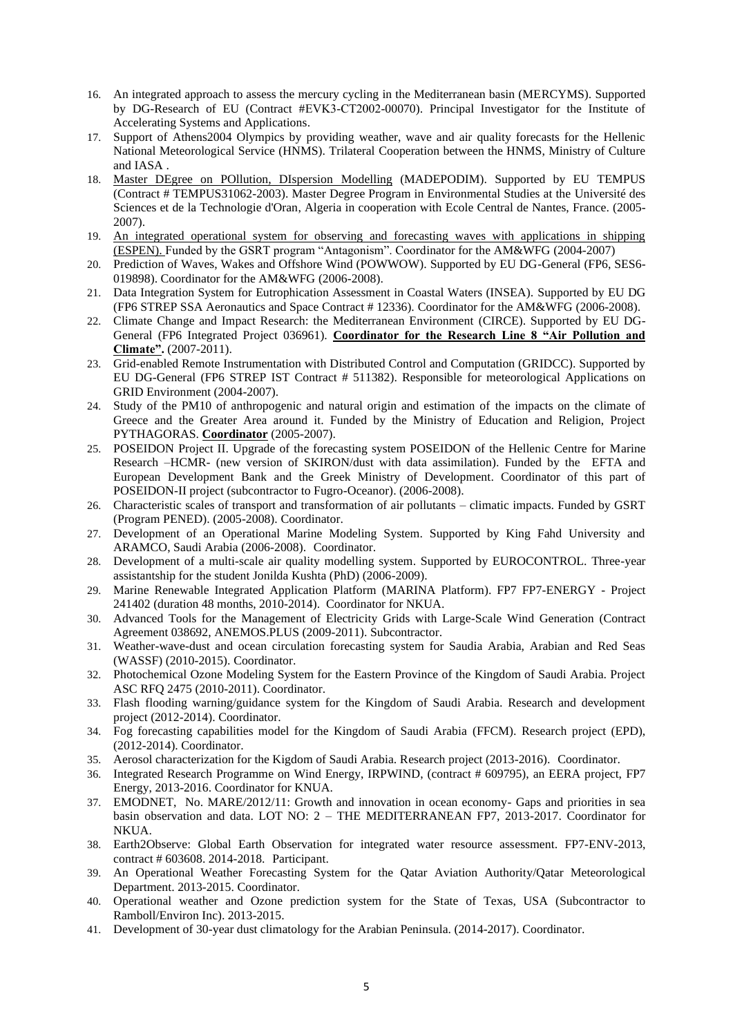16. An integrated approach to assess the mercury cycling in the Mediterranean basin (MERCYMS). Supported by DG-Research of EU (Contract #EVK3-CT2002-00070). Principal Investigator for the Institute of Accelerating Systems and Applications.
17. Support of Athens2004 Olympics by providing weather, wave and air quality forecasts for the Hellenic National Meteorological Service (HNMS). Trilateral Cooperation between the HNMS, Ministry of Culture and IASA .
18. Master DEgree on POllution, DIspersion Modelling (MADEPODIM). Supported by EU TEMPUS (Contract # TEMPUS31062-2003). Master Degree Program in Environmental Studies at the Université des Sciences et de la Technologie d'Oran, Algeria in cooperation with Ecole Central de Nantes, France. (2005-2007).
19. An integrated operational system for observing and forecasting waves with applications in shipping (ESPEN). Funded by the GSRT program "Antagonism". Coordinator for the AM&WFG (2004-2007)
20. Prediction of Waves, Wakes and Offshore Wind (POWWOW). Supported by EU DG-General (FP6, SES6-019898). Coordinator for the AM&WFG (2006-2008).
21. Data Integration System for Eutrophication Assessment in Coastal Waters (INSEA). Supported by EU DG (FP6 STREP SSA Aeronautics and Space Contract # 12336). Coordinator for the AM&WFG (2006-2008).
22. Climate Change and Impact Research: the Mediterranean Environment (CIRCE). Supported by EU DG-General (FP6 Integrated Project 036961). **Coordinator for the Research Line 8 "Air Pollution and Climate".** (2007-2011).
23. Grid-enabled Remote Instrumentation with Distributed Control and Computation (GRIDCC). Supported by EU DG-General (FP6 STREP IST Contract # 511382). Responsible for meteorological Applications on GRID Environment (2004-2007).
24. Study of the PM10 of anthropogenic and natural origin and estimation of the impacts on the climate of Greece and the Greater Area around it. Funded by the Ministry of Education and Religion, Project PYTHAGORAS. **Coordinator** (2005-2007).
25. POSEIDON Project II. Upgrade of the forecasting system POSEIDON of the Hellenic Centre for Marine Research –HCMR- (new version of SKIRON/dust with data assimilation). Funded by the EFTA and European Development Bank and the Greek Ministry of Development. Coordinator of this part of POSEIDON-II project (subcontractor to Fugro-Oceanor). (2006-2008).
26. Characteristic scales of transport and transformation of air pollutants – climatic impacts. Funded by GSRT (Program PENED). (2005-2008). Coordinator.
27. Development of an Operational Marine Modeling System. Supported by King Fahd University and ARAMCO, Saudi Arabia (2006-2008). Coordinator.
28. Development of a multi-scale air quality modelling system. Supported by EUROCONTROL. Three-year assistantship for the student Jonilda Kushta (PhD) (2006-2009).
29. Marine Renewable Integrated Application Platform (MARINA Platform). FP7 FP7-ENERGY - Project 241402 (duration 48 months, 2010-2014). Coordinator for NKUA.
30. Advanced Tools for the Management of Electricity Grids with Large-Scale Wind Generation (Contract Agreement 038692, ANEMOS.PLUS (2009-2011). Subcontractor.
31. Weather-wave-dust and ocean circulation forecasting system for Saudia Arabia, Arabian and Red Seas (WASSF) (2010-2015). Coordinator.
32. Photochemical Ozone Modeling System for the Eastern Province of the Kingdom of Saudi Arabia. Project ASC RFQ 2475 (2010-2011). Coordinator.
33. Flash flooding warning/guidance system for the Kingdom of Saudi Arabia. Research and development project (2012-2014). Coordinator.
34. Fog forecasting capabilities model for the Kingdom of Saudi Arabia (FFCM). Research project (EPD), (2012-2014). Coordinator.
35. Aerosol characterization for the Kigdom of Saudi Arabia. Research project (2013-2016). Coordinator.
36. Integrated Research Programme on Wind Energy, IRPWIND, (contract # 609795), an EERA project, FP7 Energy, 2013-2016. Coordinator for KNUA.
37. EMODNET, No. MARE/2012/11: Growth and innovation in ocean economy- Gaps and priorities in sea basin observation and data. LOT NO: 2 – THE MEDITERRANEAN FP7, 2013-2017. Coordinator for NKUA.
38. Earth2Observe: Global Earth Observation for integrated water resource assessment. FP7-ENV-2013, contract # 603608. 2014-2018. Participant.
39. An Operational Weather Forecasting System for the Qatar Aviation Authority/Qatar Meteorological Department. 2013-2015. Coordinator.
40. Operational weather and Ozone prediction system for the State of Texas, USA (Subcontractor to Ramboll/Environ Inc). 2013-2015.
41. Development of 30-year dust climatology for the Arabian Peninsula. (2014-2017). Coordinator.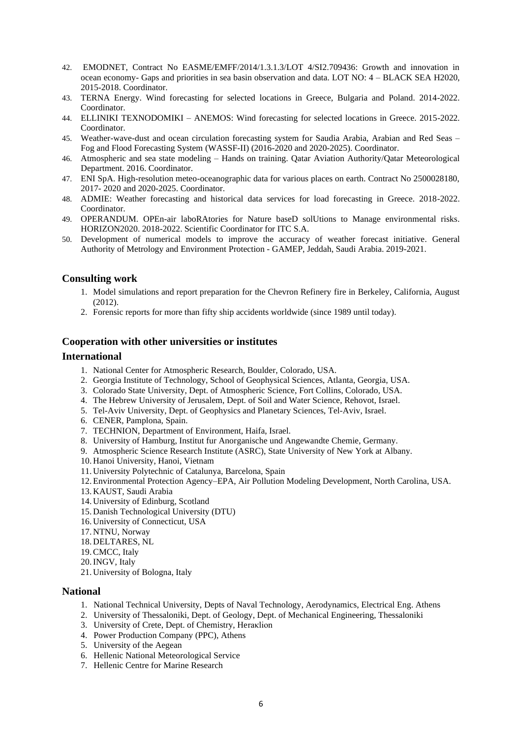42. EMODNET, Contract No EASME/EMFF/2014/1.3.1.3/LOT 4/SI2.709436: Growth and innovation in ocean economy- Gaps and priorities in sea basin observation and data. LOT NO: 4 – BLACK SEA H2020, 2015-2018. Coordinator.
43. TERNA Energy. Wind forecasting for selected locations in Greece, Bulgaria and Poland. 2014-2022. Coordinator.
44. ELLINIKI TEXNODOMIKI – ANEMOS: Wind forecasting for selected locations in Greece. 2015-2022. Coordinator.
45. Weather-wave-dust and ocean circulation forecasting system for Saudia Arabia, Arabian and Red Seas – Fog and Flood Forecasting System (WASSF-II) (2016-2020 and 2020-2025). Coordinator.
46. Atmospheric and sea state modeling – Hands on training. Qatar Aviation Authority/Qatar Meteorological Department. 2016. Coordinator.
47. ENI SpA. High-resolution meteo-oceanographic data for various places on earth. Contract No 2500028180, 2017- 2020 and 2020-2025. Coordinator.
48. ADMIE: Weather forecasting and historical data services for load forecasting in Greece. 2018-2022. Coordinator.
49. OPERANDUM. OPEn-air laboRAtories for Nature baseD solUtions to Manage environmental risks. HORIZON2020. 2018-2022. Scientific Coordinator for ITC S.A.
50. Development of numerical models to improve the accuracy of weather forecast initiative. General Authority of Metrology and Environment Protection - GAMEP, Jeddah, Saudi Arabia. 2019-2021.

## Consulting work

1. Model simulations and report preparation for the Chevron Refinery fire in Berkeley, California, August (2012).
2. Forensic reports for more than fifty ship accidents worldwide (since 1989 until today).

## Cooperation with other universities or institutes

### International

1. National Center for Atmospheric Research, Boulder, Colorado, USA.
2. Georgia Institute of Technology, School of Geophysical Sciences, Atlanta, Georgia, USA.
3. Colorado State University, Dept. of Atmospheric Science, Fort Collins, Colorado, USA.
4. The Hebrew University of Jerusalem, Dept. of Soil and Water Science, Rehovot, Israel.
5. Tel-Aviv University, Dept. of Geophysics and Planetary Sciences, Tel-Aviv, Israel.
6. CENER, Pamplona, Spain.
7. TECHNION, Department of Environment, Haifa, Israel.
8. University of Hamburg, Institut fur Anorganische und Angewandte Chemie, Germany.
9. Atmospheric Science Research Institute (ASRC), State University of New York at Albany.
10. Hanoi University, Hanoi, Vietnam
11. University Polytechnic of Catalunya, Barcelona, Spain
12. Environmental Protection Agency–EPA, Air Pollution Modeling Development, North Carolina, USA.
13. KAUST, Saudi Arabia
14. University of Edinburg, Scotland
15. Danish Technological University (DTU)
16. University of Connecticut, USA
17. NTNU, Norway
18. DELTARES, NL
19. CMCC, Italy
20. INGV, Italy
21. University of Bologna, Italy

### National

1. National Technical University, Depts of Naval Technology, Aerodynamics, Electrical Eng. Athens
2. University of Thessaloniki, Dept. of Geology, Dept. of Mechanical Engineering, Thessaloniki
3. University of Crete, Dept. of Chemistry, Heraκlion
4. Power Production Company (PPC), Athens
5. University of the Aegean
6. Hellenic National Meteorological Service
7. Hellenic Centre for Marine Research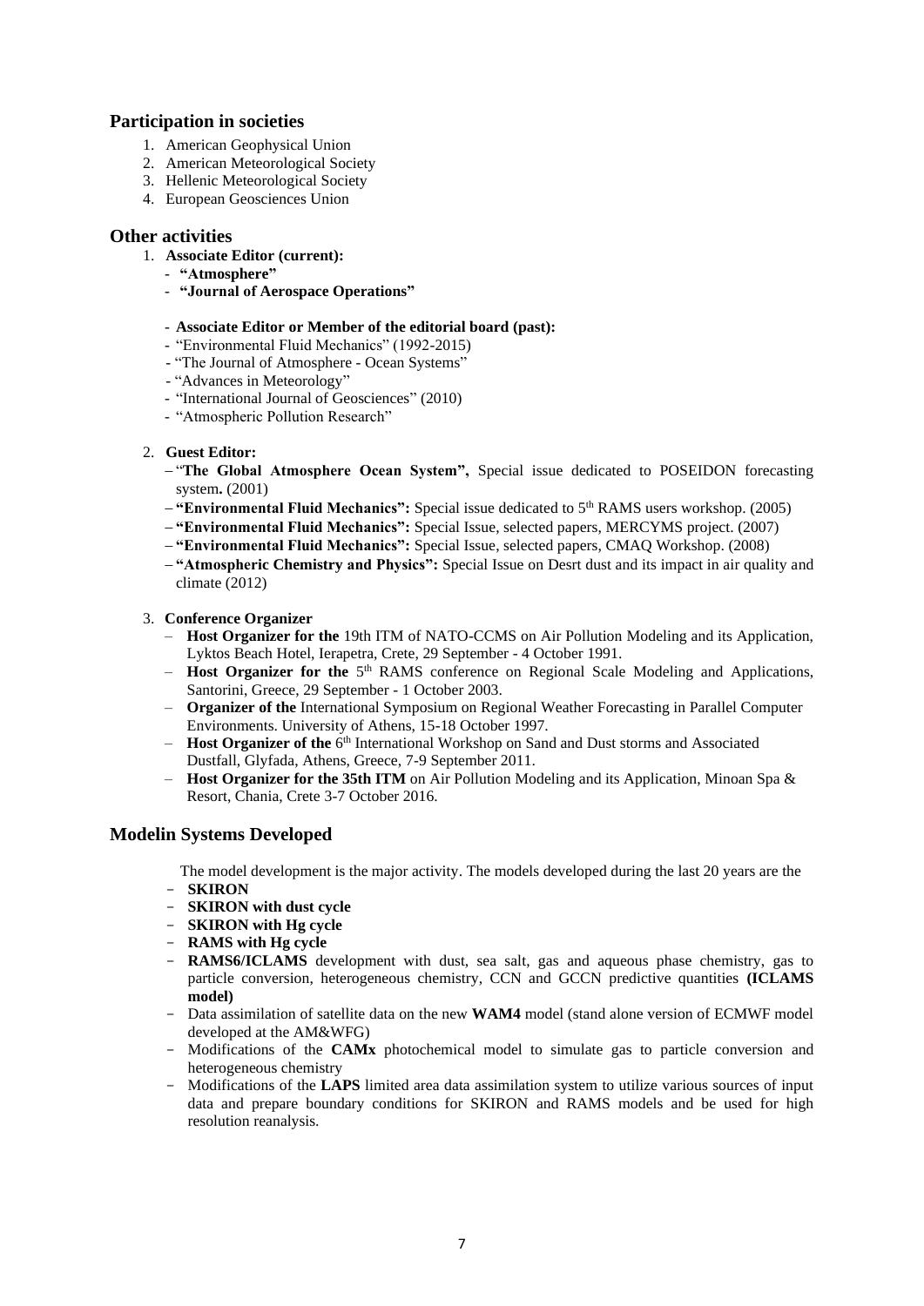## Participation in societies

1. American Geophysical Union
2. American Meteorological Society
3. Hellenic Meteorological Society
4. European Geosciences Union

## Other activities

1. **Associate Editor (current):**
   - **"Atmosphere"**
   - **"Journal of Aerospace Operations"**

   - **Associate Editor or Member of the editorial board (past):**
   - "Environmental Fluid Mechanics" (1992-2015)
   - "The Journal of Atmosphere - Ocean Systems"
   - "Advances in Meteorology"
   - "International Journal of Geosciences" (2010)
   - "Atmospheric Pollution Research"

2. **Guest Editor:**
   - "**The Global Atmosphere Ocean System",** Special issue dedicated to POSEIDON forecasting system**.** (2001)
   - **"Environmental Fluid Mechanics":** Special issue dedicated to 5th RAMS users workshop. (2005)
   - **"Environmental Fluid Mechanics":** Special Issue, selected papers, MERCYMS project. (2007)
   - **"Environmental Fluid Mechanics":** Special Issue, selected papers, CMAQ Workshop. (2008)
   - **"Atmospheric Chemistry and Physics":** Special Issue on Desrt dust and its impact in air quality and climate (2012)

3. **Conference Organizer**
   - **Host Organizer for the** 19th ITM of NATO-CCMS on Air Pollution Modeling and its Application, Lyktos Beach Hotel, Ierapetra, Crete, 29 September - 4 October 1991.
   - **Host Organizer for the** 5th RAMS conference on Regional Scale Modeling and Applications, Santorini, Greece, 29 September - 1 October 2003.
   - **Organizer of the** International Symposium on Regional Weather Forecasting in Parallel Computer Environments. University of Athens, 15-18 October 1997.
   - **Host Organizer of the** 6th International Workshop on Sand and Dust storms and Associated Dustfall, Glyfada, Athens, Greece, 7-9 September 2011.
   - **Host Organizer for the 35th ITM** on Air Pollution Modeling and its Application, Minoan Spa & Resort, Chania, Crete 3-7 October 2016.

## Modelin Systems Developed

The model development is the major activity. The models developed during the last 20 years are the

- **SKIRON**
- **SKIRON with dust cycle**
- **SKIRON with Hg cycle**
- **RAMS with Hg cycle**
- **RAMS6/ICLAMS** development with dust, sea salt, gas and aqueous phase chemistry, gas to particle conversion, heterogeneous chemistry, CCN and GCCN predictive quantities **(ICLAMS model)**
- Data assimilation of satellite data on the new **WAM4** model (stand alone version of ECMWF model developed at the AM&WFG)
- Modifications of the **CAMx** photochemical model to simulate gas to particle conversion and heterogeneous chemistry
- Modifications of the **LAPS** limited area data assimilation system to utilize various sources of input data and prepare boundary conditions for SKIRON and RAMS models and be used for high resolution reanalysis.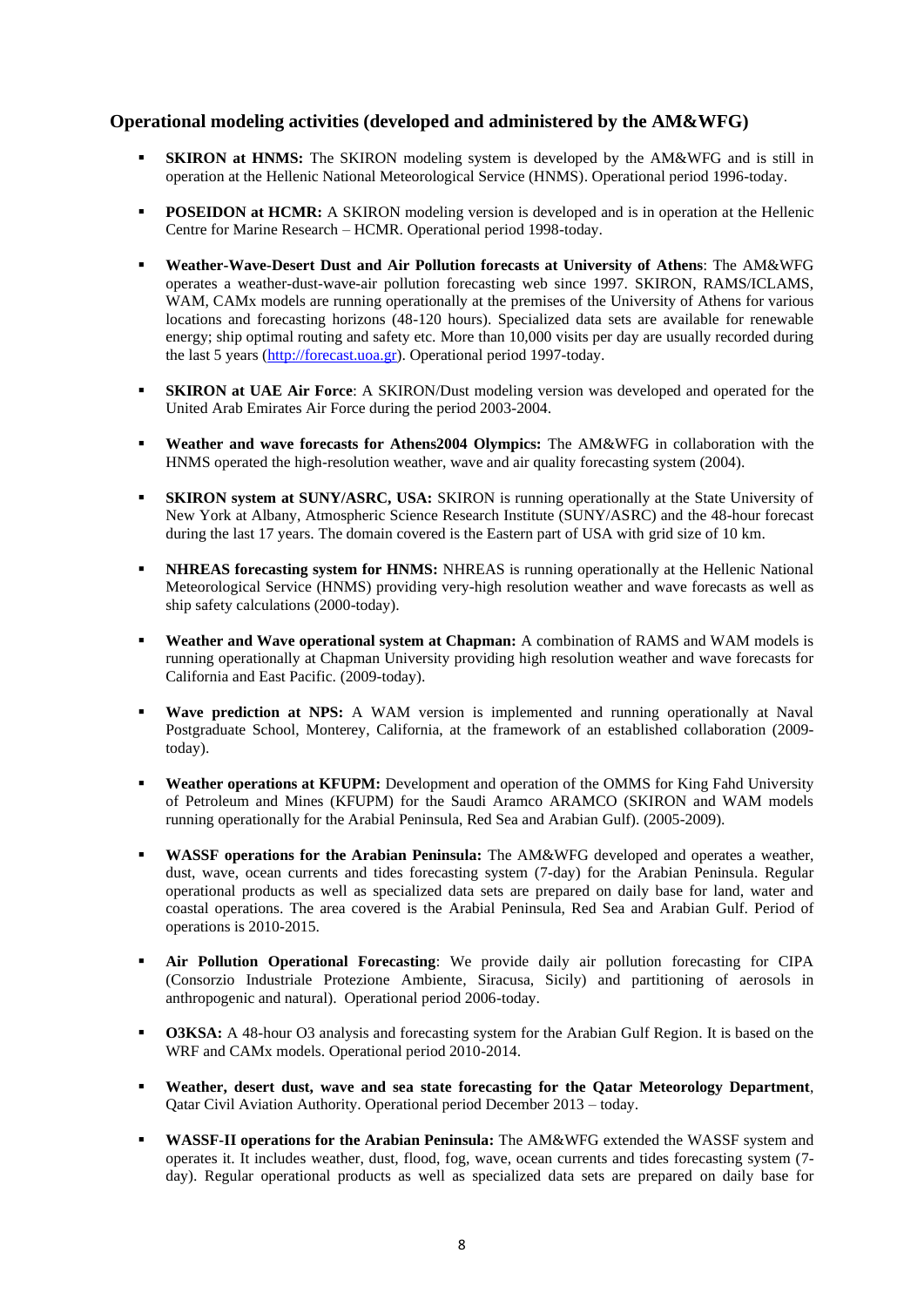### Operational modeling activities (developed and administered by the AM&WFG)

- **SKIRON at HNMS:** The SKIRON modeling system is developed by the AM&WFG and is still in operation at the Hellenic National Meteorological Service (HNMS). Operational period 1996-today.
- **POSEIDON at HCMR:** A SKIRON modeling version is developed and is in operation at the Hellenic Centre for Marine Research – HCMR. Operational period 1998-today.
- **Weather-Wave-Desert Dust and Air Pollution forecasts at University of Athens**: The AM&WFG operates a weather-dust-wave-air pollution forecasting web since 1997. SKIRON, RAMS/ICLAMS, WAM, CAMx models are running operationally at the premises of the University of Athens for various locations and forecasting horizons (48-120 hours). Specialized data sets are available for renewable energy; ship optimal routing and safety etc. More than 10,000 visits per day are usually recorded during the last 5 years ([http://forecast.uoa.gr](http://forecast.uoa.gr)). Operational period 1997-today.
- **SKIRON at UAE Air Force**: A SKIRON/Dust modeling version was developed and operated for the United Arab Emirates Air Force during the period 2003-2004.
- **Weather and wave forecasts for Athens2004 Olympics:** The AM&WFG in collaboration with the HNMS operated the high-resolution weather, wave and air quality forecasting system (2004).
- **SKIRON system at SUNY/ASRC, USA:** SKIRON is running operationally at the State University of New York at Albany, Atmospheric Science Research Institute (SUNY/ASRC) and the 48-hour forecast during the last 17 years. The domain covered is the Eastern part of USA with grid size of 10 km.
- **NHREAS forecasting system for HNMS:** NHREAS is running operationally at the Hellenic National Meteorological Service (HNMS) providing very-high resolution weather and wave forecasts as well as ship safety calculations (2000-today).
- **Weather and Wave operational system at Chapman:** A combination of RAMS and WAM models is running operationally at Chapman University providing high resolution weather and wave forecasts for California and East Pacific. (2009-today).
- **Wave prediction at NPS:** A WAM version is implemented and running operationally at Naval Postgraduate School, Monterey, California, at the framework of an established collaboration (2009-today).
- **Weather operations at KFUPM:** Development and operation of the OMMS for King Fahd University of Petroleum and Mines (KFUPM) for the Saudi Aramco ARAMCO (SKIRON and WAM models running operationally for the Arabial Peninsula, Red Sea and Arabian Gulf). (2005-2009).
- **WASSF operations for the Arabian Peninsula:** The AM&WFG developed and operates a weather, dust, wave, ocean currents and tides forecasting system (7-day) for the Arabian Peninsula. Regular operational products as well as specialized data sets are prepared on daily base for land, water and coastal operations. The area covered is the Arabial Peninsula, Red Sea and Arabian Gulf. Period of operations is 2010-2015.
- **Air Pollution Operational Forecasting**: We provide daily air pollution forecasting for CIPA (Consorzio Industriale Protezione Ambiente, Siracusa, Sicily) and partitioning of aerosols in anthropogenic and natural). Operational period 2006-today.
- **O3KSA:** A 48-hour O3 analysis and forecasting system for the Arabian Gulf Region. It is based on the WRF and CAMx models. Operational period 2010-2014.
- **Weather, desert dust, wave and sea state forecasting for the Qatar Meteorology Department**, Qatar Civil Aviation Authority. Operational period December 2013 – today.
- **WASSF-II operations for the Arabian Peninsula:** The AM&WFG extended the WASSF system and operates it. It includes weather, dust, flood, fog, wave, ocean currents and tides forecasting system (7-day). Regular operational products as well as specialized data sets are prepared on daily base for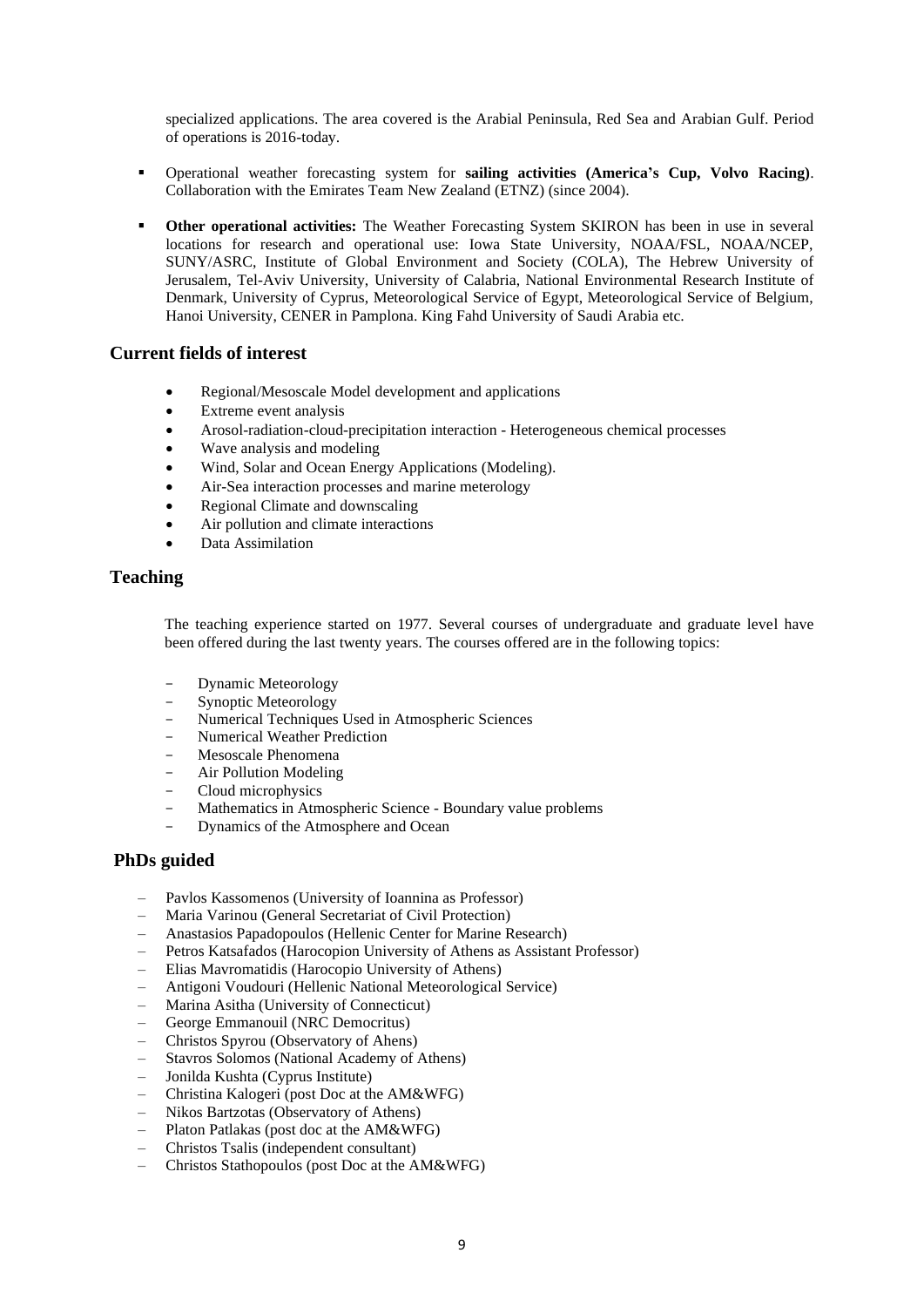specialized applications. The area covered is the Arabial Peninsula, Red Sea and Arabian Gulf. Period of operations is 2016-today.

- Operational weather forecasting system for **sailing activities (America's Cup, Volvo Racing)**. Collaboration with the Emirates Team New Zealand (ETNZ) (since 2004).
- **Other operational activities:** The Weather Forecasting System SKIRON has been in use in several locations for research and operational use: Iowa State University, NOAA/FSL, NOAA/NCEP, SUNY/ASRC, Institute of Global Environment and Society (COLA), The Hebrew University of Jerusalem, Tel-Aviv University, University of Calabria, National Environmental Research Institute of Denmark, University of Cyprus, Meteorological Service of Egypt, Meteorological Service of Belgium, Hanoi University, CENER in Pamplona. King Fahd University of Saudi Arabia etc.

## Current fields of interest

- Regional/Mesoscale Model development and applications
- Extreme event analysis
- Arosol-radiation-cloud-precipitation interaction - Heterogeneous chemical processes
- Wave analysis and modeling
- Wind, Solar and Ocean Energy Applications (Modeling).
- Air-Sea interaction processes and marine meterology
- Regional Climate and downscaling
- Air pollution and climate interactions
- Data Assimilation

## Teaching

The teaching experience started on 1977. Several courses of undergraduate and graduate level have been offered during the last twenty years. The courses offered are in the following topics:

- Dynamic Meteorology
- Synoptic Meteorology
- Numerical Techniques Used in Atmospheric Sciences
- Numerical Weather Prediction
- Mesoscale Phenomena
- Air Pollution Modeling
- Cloud microphysics
- Mathematics in Atmospheric Science - Boundary value problems
- Dynamics of the Atmosphere and Ocean

## PhDs guided

- Pavlos Kassomenos (University of Ioannina as Professor)
- Maria Varinou (General Secretariat of Civil Protection)
- Anastasios Papadopoulos (Hellenic Center for Marine Research)
- Petros Katsafados (Harocopion University of Athens as Assistant Professor)
- Elias Mavromatidis (Harocopio University of Athens)
- Antigoni Voudouri (Hellenic National Meteorological Service)
- Marina Asitha (University of Connecticut)
- George Emmanouil (NRC Democritus)
- Christos Spyrou (Observatory of Ahens)
- Stavros Solomos (National Academy of Athens)
- Jonilda Kushta (Cyprus Institute)
- Christina Kalogeri (post Doc at the AM&WFG)
- Nikos Bartzotas (Observatory of Athens)
- Platon Patlakas (post doc at the AM&WFG)
- Christos Tsalis (independent consultant)
- Christos Stathopoulos (post Doc at the AM&WFG)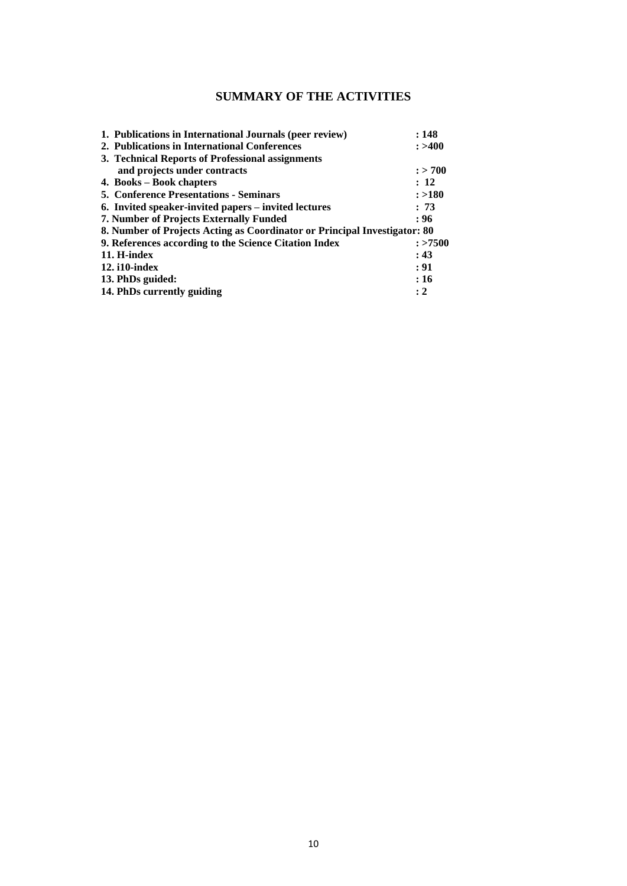## SUMMARY OF THE ACTIVITIES

| | |
|---|---|
| **1. Publications in International Journals (peer review)** | **: 148** |
| **2. Publications in International Conferences** | **: >400** |
| **3. Technical Reports of Professional assignments and projects under contracts** | **: > 700** |
| **4. Books – Book chapters** | **: 12** |
| **5. Conference Presentations - Seminars** | **: >180** |
| **6. Invited speaker-invited papers – invited lectures** | **: 73** |
| **7. Number of Projects Externally Funded** | **: 96** |
| **8. Number of Projects Acting as Coordinator or Principal Investigator** | **: 80** |
| **9. References according to the Science Citation Index** | **: >7500** |
| **11. H-index** | **: 43** |
| **12. i10-index** | **: 91** |
| **13. PhDs guided:** | **: 16** |
| **14. PhDs currently guiding** | **: 2** |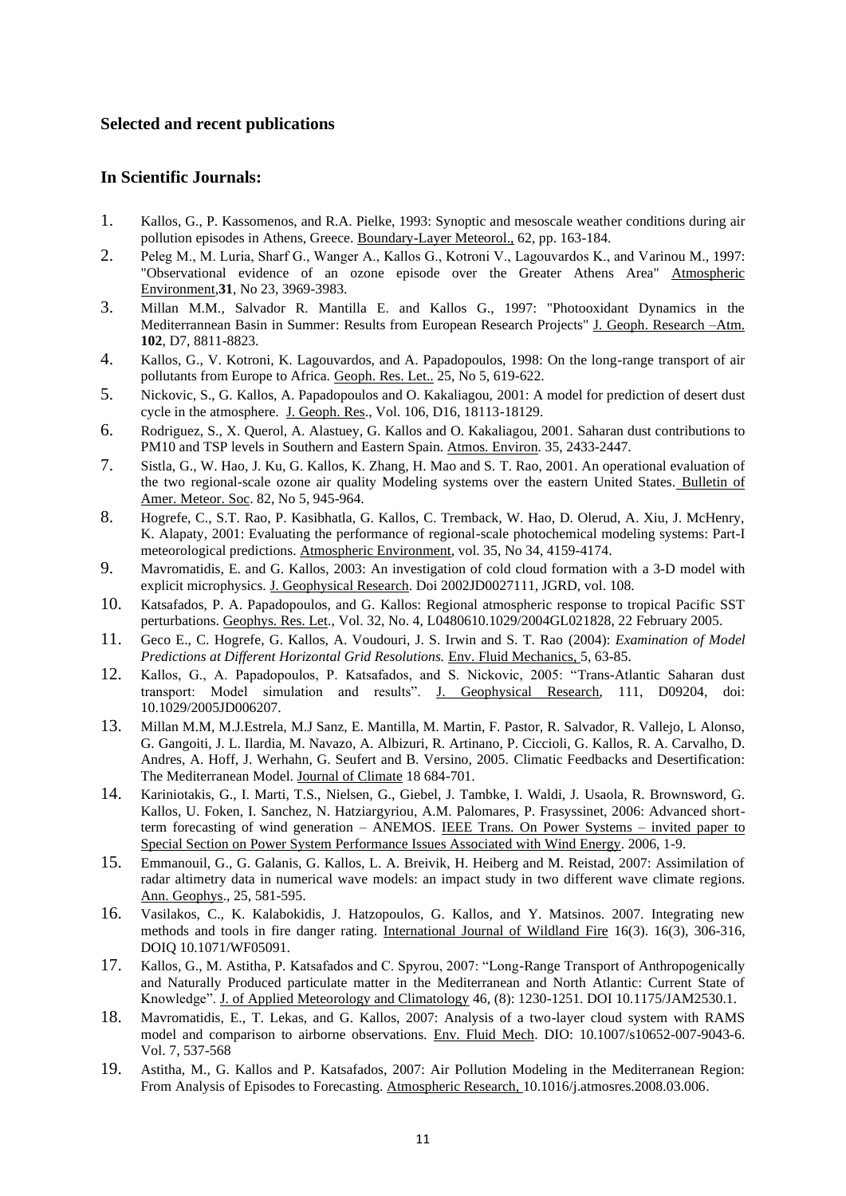## Selected and recent publications

## In Scientific Journals:

1. Kallos, G., P. Kassomenos, and R.A. Pielke, 1993: Synoptic and mesoscale weather conditions during air pollution episodes in Athens, Greece. Boundary-Layer Meteorol., 62, pp. 163-184.
2. Peleg M., M. Luria, Sharf G., Wanger A., Kallos G., Kotroni V., Lagouvardos K., and Varinou M., 1997: "Observational evidence of an ozone episode over the Greater Athens Area" Atmospheric Environment,**31**, No 23, 3969-3983.
3. Millan M.M., Salvador R. Mantilla E. and Kallos G., 1997: "Photooxidant Dynamics in the Mediterrannean Basin in Summer: Results from European Research Projects" J. Geoph. Research –Atm. **102**, D7, 8811-8823.
4. Kallos, G., V. Kotroni, K. Lagouvardos, and A. Papadopoulos, 1998: On the long-range transport of air pollutants from Europe to Africa. Geoph. Res. Let.. 25, No 5, 619-622.
5. Nickovic, S., G. Kallos, A. Papadopoulos and O. Kakaliagou, 2001: A model for prediction of desert dust cycle in the atmosphere. J. Geoph. Res., Vol. 106, D16, 18113-18129.
6. Rodriguez, S., X. Querol, A. Alastuey, G. Kallos and O. Kakaliagou, 2001. Saharan dust contributions to PM10 and TSP levels in Southern and Eastern Spain. Atmos. Environ. 35, 2433-2447.
7. Sistla, G., W. Hao, J. Ku, G. Kallos, K. Zhang, H. Mao and S. T. Rao, 2001. An operational evaluation of the two regional-scale ozone air quality Modeling systems over the eastern United States. Bulletin of Amer. Meteor. Soc. 82, No 5, 945-964.
8. Hogrefe, C., S.T. Rao, P. Kasibhatla, G. Kallos, C. Tremback, W. Hao, D. Olerud, A. Xiu, J. McHenry, K. Alapaty, 2001: Evaluating the performance of regional-scale photochemical modeling systems: Part-I meteorological predictions. Atmospheric Environment, vol. 35, No 34, 4159-4174.
9. Mavromatidis, E. and G. Kallos, 2003: An investigation of cold cloud formation with a 3-D model with explicit microphysics. J. Geophysical Research. Doi 2002JD0027111, JGRD, vol. 108.
10. Katsafados, P. A. Papadopoulos, and G. Kallos: Regional atmospheric response to tropical Pacific SST perturbations. Geophys. Res. Let., Vol. 32, No. 4, L0480610.1029/2004GL021828, 22 February 2005.
11. Geco E., C. Hogrefe, G. Kallos, A. Voudouri, J. S. Irwin and S. T. Rao (2004): *Examination of Model Predictions at Different Horizontal Grid Resolutions.* Env. Fluid Mechanics, 5, 63-85.
12. Kallos, G., A. Papadopoulos, P. Katsafados, and S. Nickovic, 2005: "Trans-Atlantic Saharan dust transport: Model simulation and results". J. Geophysical Research, 111, D09204, doi: 10.1029/2005JD006207.
13. Millan M.M, M.J.Estrela, M.J Sanz, E. Mantilla, M. Martin, F. Pastor, R. Salvador, R. Vallejo, L Alonso, G. Gangoiti, J. L. Ilardia, M. Navazo, A. Albizuri, R. Artinano, P. Ciccioli, G. Kallos, R. A. Carvalho, D. Andres, A. Hoff, J. Werhahn, G. Seufert and B. Versino, 2005. Climatic Feedbacks and Desertification: The Mediterranean Model. Journal of Climate 18 684-701.
14. Kariniotakis, G., I. Marti, T.S., Nielsen, G., Giebel, J. Tambke, I. Waldi, J. Usaola, R. Brownsword, G. Kallos, U. Foken, I. Sanchez, N. Hatziargyriou, A.M. Palomares, P. Frasyssinet, 2006: Advanced short-term forecasting of wind generation – ANEMOS. IEEE Trans. On Power Systems – invited paper to Special Section on Power System Performance Issues Associated with Wind Energy. 2006, 1-9.
15. Emmanouil, G., G. Galanis, G. Kallos, L. A. Breivik, H. Heiberg and M. Reistad, 2007: Assimilation of radar altimetry data in numerical wave models: an impact study in two different wave climate regions. Ann. Geophys., 25, 581-595.
16. Vasilakos, C., K. Kalabokidis, J. Hatzopoulos, G. Kallos, and Y. Matsinos. 2007. Integrating new methods and tools in fire danger rating. International Journal of Wildland Fire 16(3). 16(3), 306-316, DOIQ 10.1071/WF05091.
17. Kallos, G., M. Astitha, P. Katsafados and C. Spyrou, 2007: "Long-Range Transport of Anthropogenically and Naturally Produced particulate matter in the Mediterranean and North Atlantic: Current State of Knowledge". J. of Applied Meteorology and Climatology 46, (8): 1230-1251. DOI 10.1175/JAM2530.1.
18. Mavromatidis, E., T. Lekas, and G. Kallos, 2007: Analysis of a two-layer cloud system with RAMS model and comparison to airborne observations. Env. Fluid Mech. DIO: 10.1007/s10652-007-9043-6. Vol. 7, 537-568
19. Astitha, M., G. Kallos and P. Katsafados, 2007: Air Pollution Modeling in the Mediterranean Region: From Analysis of Episodes to Forecasting. Atmospheric Research, 10.1016/j.atmosres.2008.03.006.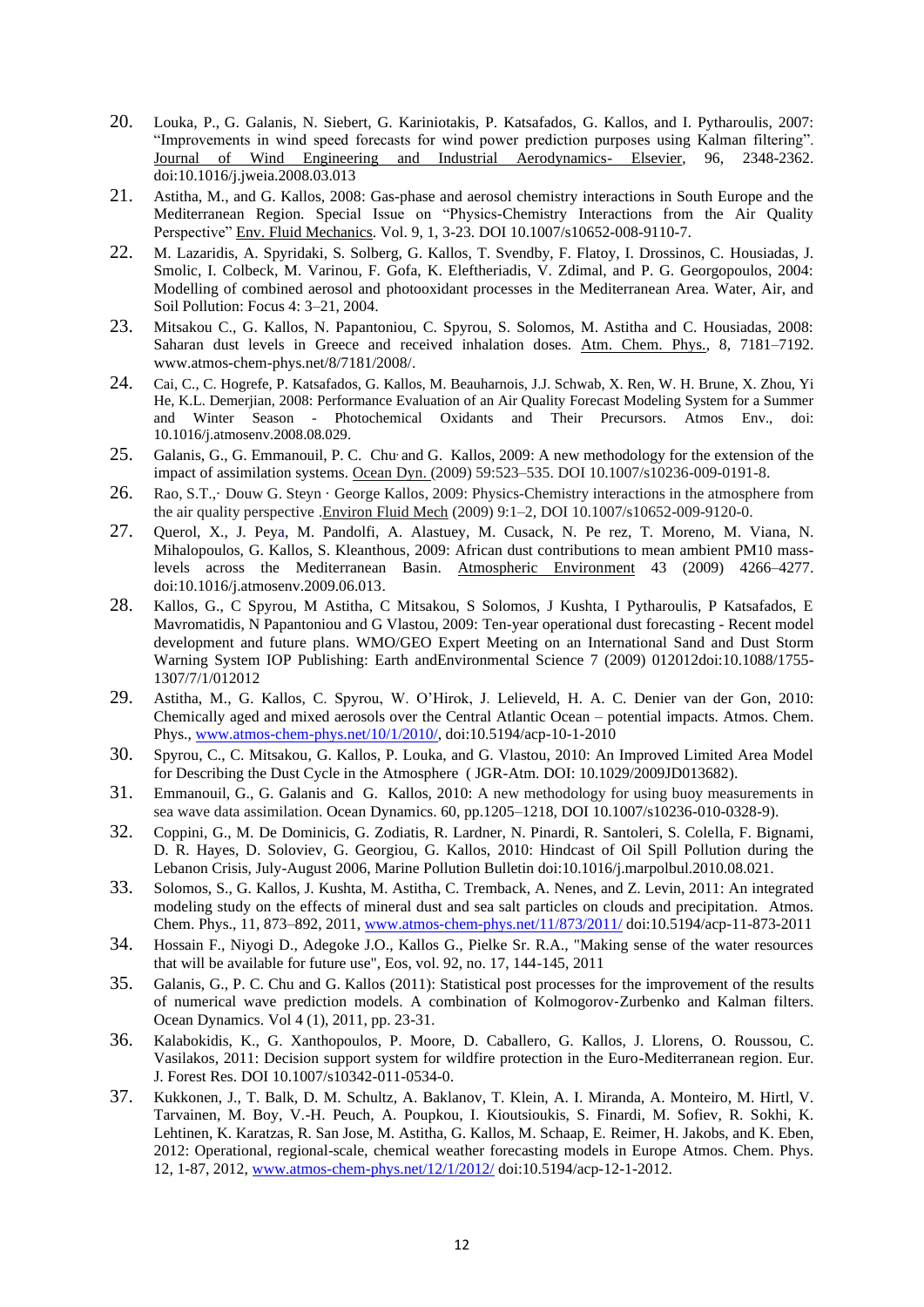20. Louka, P., G. Galanis, N. Siebert, G. Kariniotakis, P. Katsafados, G. Kallos, and I. Pytharoulis, 2007: "Improvements in wind speed forecasts for wind power prediction purposes using Kalman filtering". Journal of Wind Engineering and Industrial Aerodynamics- Elsevier, 96, 2348-2362. doi:10.1016/j.jweia.2008.03.013
21. Astitha, M., and G. Kallos, 2008: Gas-phase and aerosol chemistry interactions in South Europe and the Mediterranean Region. Special Issue on "Physics-Chemistry Interactions from the Air Quality Perspective" Env. Fluid Mechanics. Vol. 9, 1, 3-23. DOI 10.1007/s10652-008-9110-7.
22. M. Lazaridis, A. Spyridaki, S. Solberg, G. Kallos, T. Svendby, F. Flatoy, I. Drossinos, C. Housiadas, J. Smolic, I. Colbeck, M. Varinou, F. Gofa, K. Eleftheriadis, V. Zdimal, and P. G. Georgopoulos, 2004: Modelling of combined aerosol and photooxidant processes in the Mediterranean Area. Water, Air, and Soil Pollution: Focus 4: 3–21, 2004.
23. Mitsakou C., G. Kallos, N. Papantoniou, C. Spyrou, S. Solomos, M. Astitha and C. Housiadas, 2008: Saharan dust levels in Greece and received inhalation doses. Atm. Chem. Phys., 8, 7181–7192. www.atmos-chem-phys.net/8/7181/2008/.
24. Cai, C., C. Hogrefe, P. Katsafados, G. Kallos, M. Beauharnois, J.J. Schwab, X. Ren, W. H. Brune, X. Zhou, Yi He, K.L. Demerjian, 2008: Performance Evaluation of an Air Quality Forecast Modeling System for a Summer and Winter Season - Photochemical Oxidants and Their Precursors. Atmos Env., doi: 10.1016/j.atmosenv.2008.08.029.
25. Galanis, G., G. Emmanouil, P. C. Chu and G. Kallos, 2009: A new methodology for the extension of the impact of assimilation systems. Ocean Dyn. (2009) 59:523–535. DOI 10.1007/s10236-009-0191-8.
26. Rao, S.T.,· Douw G. Steyn · George Kallos, 2009: Physics-Chemistry interactions in the atmosphere from the air quality perspective .Environ Fluid Mech (2009) 9:1–2, DOI 10.1007/s10652-009-9120-0.
27. Querol, X., J. Peya, M. Pandolfi, A. Alastuey, M. Cusack, N. Pe rez, T. Moreno, M. Viana, N. Mihalopoulos, G. Kallos, S. Kleanthous, 2009: African dust contributions to mean ambient PM10 mass-levels across the Mediterranean Basin. Atmospheric Environment 43 (2009) 4266–4277. doi:10.1016/j.atmosenv.2009.06.013.
28. Kallos, G., C Spyrou, M Astitha, C Mitsakou, S Solomos, J Kushta, I Pytharoulis, P Katsafados, E Mavromatidis, N Papantoniou and G Vlastou, 2009: Ten-year operational dust forecasting - Recent model development and future plans. WMO/GEO Expert Meeting on an International Sand and Dust Storm Warning System IOP Publishing: Earth andEnvironmental Science 7 (2009) 012012doi:10.1088/1755-1307/7/1/012012
29. Astitha, M., G. Kallos, C. Spyrou, W. O'Hirok, J. Lelieveld, H. A. C. Denier van der Gon, 2010: Chemically aged and mixed aerosols over the Central Atlantic Ocean – potential impacts. Atmos. Chem. Phys., www.atmos-chem-phys.net/10/1/2010/, doi:10.5194/acp-10-1-2010
30. Spyrou, C., C. Mitsakou, G. Kallos, P. Louka, and G. Vlastou, 2010: An Improved Limited Area Model for Describing the Dust Cycle in the Atmosphere ( JGR-Atm. DOI: 10.1029/2009JD013682).
31. Emmanouil, G., G. Galanis and G. Kallos, 2010: A new methodology for using buoy measurements in sea wave data assimilation. Ocean Dynamics. 60, pp.1205–1218, DOI 10.1007/s10236-010-0328-9).
32. Coppini, G., M. De Dominicis, G. Zodiatis, R. Lardner, N. Pinardi, R. Santoleri, S. Colella, F. Bignami, D. R. Hayes, D. Soloviev, G. Georgiou, G. Kallos, 2010: Hindcast of Oil Spill Pollution during the Lebanon Crisis, July-August 2006, Marine Pollution Bulletin doi:10.1016/j.marpolbul.2010.08.021.
33. Solomos, S., G. Kallos, J. Kushta, M. Astitha, C. Tremback, A. Nenes, and Z. Levin, 2011: An integrated modeling study on the effects of mineral dust and sea salt particles on clouds and precipitation. Atmos. Chem. Phys., 11, 873–892, 2011, www.atmos-chem-phys.net/11/873/2011/ doi:10.5194/acp-11-873-2011
34. Hossain F., Niyogi D., Adegoke J.O., Kallos G., Pielke Sr. R.A., "Making sense of the water resources that will be available for future use", Eos, vol. 92, no. 17, 144-145, 2011
35. Galanis, G., P. C. Chu and G. Kallos (2011): Statistical post processes for the improvement of the results of numerical wave prediction models. A combination of Kolmogorov-Zurbenko and Kalman filters. Ocean Dynamics. Vol 4 (1), 2011, pp. 23-31.
36. Kalabokidis, K., G. Xanthopoulos, P. Moore, D. Caballero, G. Kallos, J. Llorens, O. Roussou, C. Vasilakos, 2011: Decision support system for wildfire protection in the Euro-Mediterranean region. Eur. J. Forest Res. DOI 10.1007/s10342-011-0534-0.
37. Kukkonen, J., T. Balk, D. M. Schultz, A. Baklanov, T. Klein, A. I. Miranda, A. Monteiro, M. Hirtl, V. Tarvainen, M. Boy, V.-H. Peuch, A. Poupkou, I. Kioutsioukis, S. Finardi, M. Sofiev, R. Sokhi, K. Lehtinen, K. Karatzas, R. San Jose, M. Astitha, G. Kallos, M. Schaap, E. Reimer, H. Jakobs, and K. Eben, 2012: Operational, regional-scale, chemical weather forecasting models in Europe Atmos. Chem. Phys. 12, 1-87, 2012, www.atmos-chem-phys.net/12/1/2012/ doi:10.5194/acp-12-1-2012.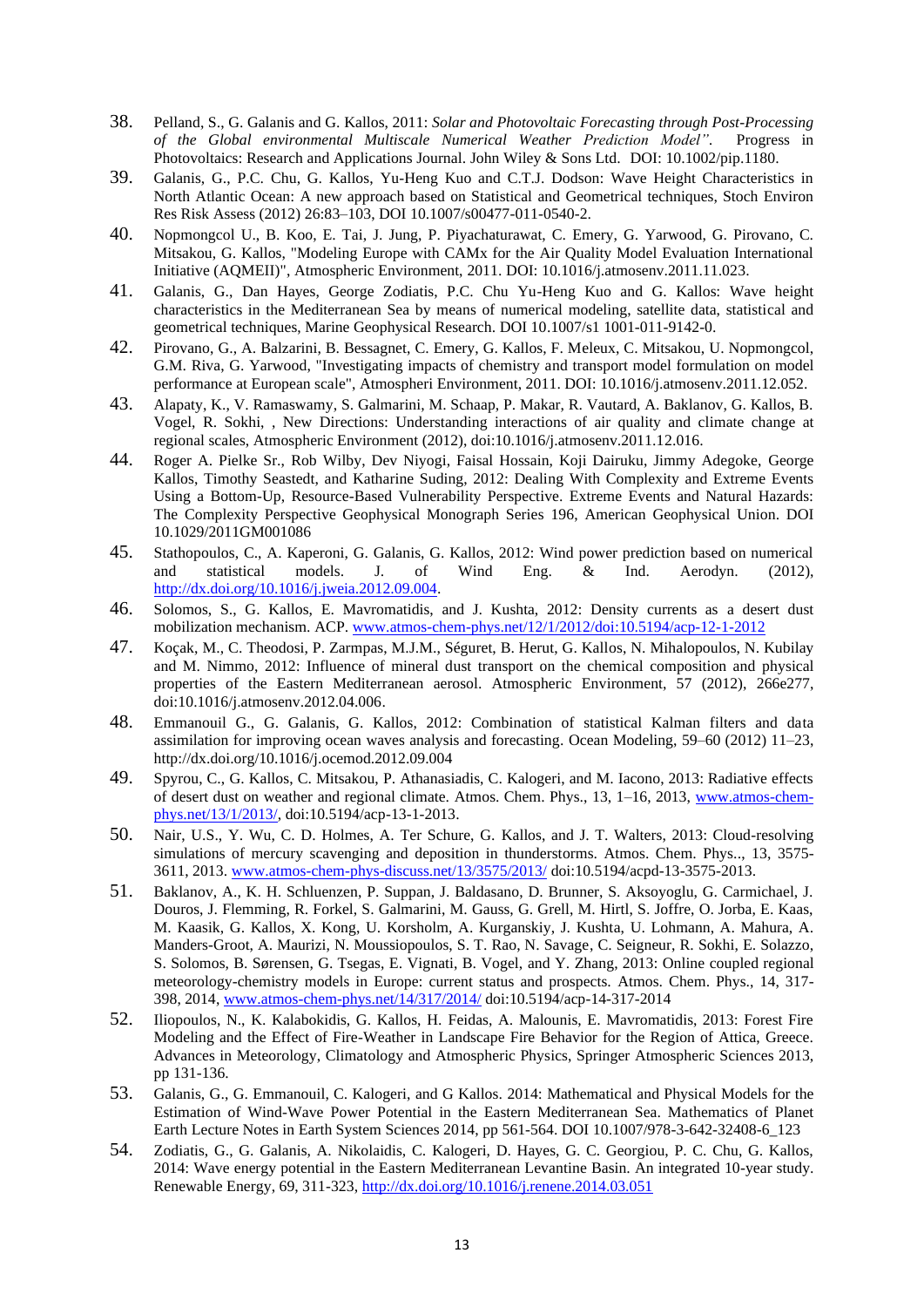38. Pelland, S., G. Galanis and G. Kallos, 2011: *Solar and Photovoltaic Forecasting through Post-Processing of the Global environmental Multiscale Numerical Weather Prediction Model"*. Progress in Photovoltaics: Research and Applications Journal. John Wiley & Sons Ltd. DOI: 10.1002/pip.1180.
39. Galanis, G., P.C. Chu, G. Kallos, Yu-Heng Kuo and C.T.J. Dodson: Wave Height Characteristics in North Atlantic Ocean: A new approach based on Statistical and Geometrical techniques, Stoch Environ Res Risk Assess (2012) 26:83–103, DOI 10.1007/s00477-011-0540-2.
40. Nopmongcol U., B. Koo, E. Tai, J. Jung, P. Piyachaturawat, C. Emery, G. Yarwood, G. Pirovano, C. Mitsakou, G. Kallos, "Modeling Europe with CAMx for the Air Quality Model Evaluation International Initiative (AQMEII)", Atmospheric Environment, 2011. DOI: 10.1016/j.atmosenv.2011.11.023.
41. Galanis, G., Dan Hayes, George Zodiatis, P.C. Chu Yu-Heng Kuo and G. Kallos: Wave height characteristics in the Mediterranean Sea by means of numerical modeling, satellite data, statistical and geometrical techniques, Marine Geophysical Research. DOI 10.1007/s1 1001-011-9142-0.
42. Pirovano, G., A. Balzarini, B. Bessagnet, C. Emery, G. Kallos, F. Meleux, C. Mitsakou, U. Nopmongcol, G.M. Riva, G. Yarwood, "Investigating impacts of chemistry and transport model formulation on model performance at European scale", Atmospheri Environment, 2011. DOI: 10.1016/j.atmosenv.2011.12.052.
43. Alapaty, K., V. Ramaswamy, S. Galmarini, M. Schaap, P. Makar, R. Vautard, A. Baklanov, G. Kallos, B. Vogel, R. Sokhi, , New Directions: Understanding interactions of air quality and climate change at regional scales, Atmospheric Environment (2012), doi:10.1016/j.atmosenv.2011.12.016.
44. Roger A. Pielke Sr., Rob Wilby, Dev Niyogi, Faisal Hossain, Koji Dairuku, Jimmy Adegoke, George Kallos, Timothy Seastedt, and Katharine Suding, 2012: Dealing With Complexity and Extreme Events Using a Bottom-Up, Resource-Based Vulnerability Perspective. Extreme Events and Natural Hazards: The Complexity Perspective Geophysical Monograph Series 196, American Geophysical Union. DOI 10.1029/2011GM001086
45. Stathopoulos, C., A. Kaperoni, G. Galanis, G. Kallos, 2012: Wind power prediction based on numerical and statistical models. J. of Wind Eng. & Ind. Aerodyn. (2012), http://dx.doi.org/10.1016/j.jweia.2012.09.004.
46. Solomos, S., G. Kallos, E. Mavromatidis, and J. Kushta, 2012: Density currents as a desert dust mobilization mechanism. ACP. www.atmos-chem-phys.net/12/1/2012/doi:10.5194/acp-12-1-2012
47. Koçak, M., C. Theodosi, P. Zarmpas, M.J.M., Séguret, B. Herut, G. Kallos, N. Mihalopoulos, N. Kubilay and M. Nimmo, 2012: Influence of mineral dust transport on the chemical composition and physical properties of the Eastern Mediterranean aerosol. Atmospheric Environment, 57 (2012), 266e277, doi:10.1016/j.atmosenv.2012.04.006.
48. Emmanouil G., G. Galanis, G. Kallos, 2012: Combination of statistical Kalman filters and data assimilation for improving ocean waves analysis and forecasting. Ocean Modeling, 59–60 (2012) 11–23, http://dx.doi.org/10.1016/j.ocemod.2012.09.004
49. Spyrou, C., G. Kallos, C. Mitsakou, P. Athanasiadis, C. Kalogeri, and M. Iacono, 2013: Radiative effects of desert dust on weather and regional climate. Atmos. Chem. Phys., 13, 1–16, 2013, www.atmos-chem-phys.net/13/1/2013/, doi:10.5194/acp-13-1-2013.
50. Nair, U.S., Y. Wu, C. D. Holmes, A. Ter Schure, G. Kallos, and J. T. Walters, 2013: Cloud-resolving simulations of mercury scavenging and deposition in thunderstorms. Atmos. Chem. Phys.., 13, 3575-3611, 2013. www.atmos-chem-phys-discuss.net/13/3575/2013/ doi:10.5194/acpd-13-3575-2013.
51. Baklanov, A., K. H. Schluenzen, P. Suppan, J. Baldasano, D. Brunner, S. Aksoyoglu, G. Carmichael, J. Douros, J. Flemming, R. Forkel, S. Galmarini, M. Gauss, G. Grell, M. Hirtl, S. Joffre, O. Jorba, E. Kaas, M. Kaasik, G. Kallos, X. Kong, U. Korsholm, A. Kurganskiy, J. Kushta, U. Lohmann, A. Mahura, A. Manders-Groot, A. Maurizi, N. Moussiopoulos, S. T. Rao, N. Savage, C. Seigneur, R. Sokhi, E. Solazzo, S. Solomos, B. Sørensen, G. Tsegas, E. Vignati, B. Vogel, and Y. Zhang, 2013: Online coupled regional meteorology-chemistry models in Europe: current status and prospects. Atmos. Chem. Phys., 14, 317-398, 2014, www.atmos-chem-phys.net/14/317/2014/ doi:10.5194/acp-14-317-2014
52. Iliopoulos, N., K. Kalabokidis, G. Kallos, H. Feidas, A. Malounis, E. Mavromatidis, 2013: Forest Fire Modeling and the Effect of Fire-Weather in Landscape Fire Behavior for the Region of Attica, Greece. Advances in Meteorology, Climatology and Atmospheric Physics, Springer Atmospheric Sciences 2013, pp 131-136.
53. Galanis, G., G. Emmanouil, C. Kalogeri, and G Kallos. 2014: Mathematical and Physical Models for the Estimation of Wind-Wave Power Potential in the Eastern Mediterranean Sea. Mathematics of Planet Earth Lecture Notes in Earth System Sciences 2014, pp 561-564. DOI 10.1007/978-3-642-32408-6_123
54. Zodiatis, G., G. Galanis, A. Nikolaidis, C. Kalogeri, D. Hayes, G. C. Georgiou, P. C. Chu, G. Kallos, 2014: Wave energy potential in the Eastern Mediterranean Levantine Basin. An integrated 10-year study. Renewable Energy, 69, 311-323, http://dx.doi.org/10.1016/j.renene.2014.03.051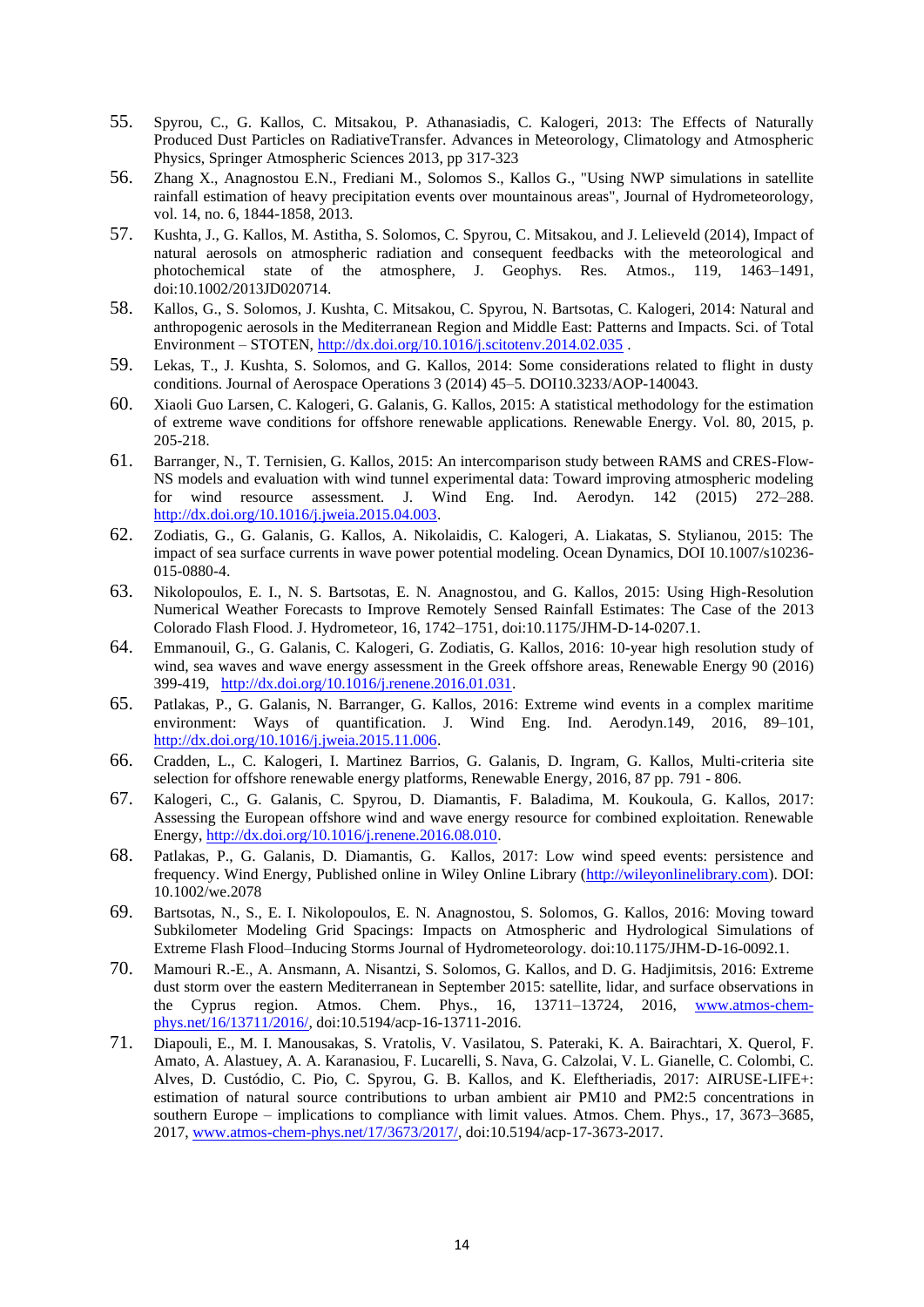55. Spyrou, C., G. Kallos, C. Mitsakou, P. Athanasiadis, C. Kalogeri, 2013: The Effects of Naturally Produced Dust Particles on RadiativeTransfer. Advances in Meteorology, Climatology and Atmospheric Physics, Springer Atmospheric Sciences 2013, pp 317-323
56. Zhang X., Anagnostou E.N., Frediani M., Solomos S., Kallos G., "Using NWP simulations in satellite rainfall estimation of heavy precipitation events over mountainous areas", Journal of Hydrometeorology, vol. 14, no. 6, 1844-1858, 2013.
57. Kushta, J., G. Kallos, M. Astitha, S. Solomos, C. Spyrou, C. Mitsakou, and J. Lelieveld (2014), Impact of natural aerosols on atmospheric radiation and consequent feedbacks with the meteorological and photochemical state of the atmosphere, J. Geophys. Res. Atmos., 119, 1463–1491, doi:10.1002/2013JD020714.
58. Kallos, G., S. Solomos, J. Kushta, C. Mitsakou, C. Spyrou, N. Bartsotas, C. Kalogeri, 2014: Natural and anthropogenic aerosols in the Mediterranean Region and Middle East: Patterns and Impacts. Sci. of Total Environment – STOTEN, http://dx.doi.org/10.1016/j.scitotenv.2014.02.035 .
59. Lekas, T., J. Kushta, S. Solomos, and G. Kallos, 2014: Some considerations related to flight in dusty conditions. Journal of Aerospace Operations 3 (2014) 45–5. DOI10.3233/AOP-140043.
60. Xiaoli Guo Larsen, C. Kalogeri, G. Galanis, G. Kallos, 2015: A statistical methodology for the estimation of extreme wave conditions for offshore renewable applications. Renewable Energy. Vol. 80, 2015, p. 205-218.
61. Barranger, N., T. Ternisien, G. Kallos, 2015: An intercomparison study between RAMS and CRES-Flow-NS models and evaluation with wind tunnel experimental data: Toward improving atmospheric modeling for wind resource assessment. J. Wind Eng. Ind. Aerodyn. 142 (2015) 272–288. http://dx.doi.org/10.1016/j.jweia.2015.04.003.
62. Zodiatis, G., G. Galanis, G. Kallos, A. Nikolaidis, C. Kalogeri, A. Liakatas, S. Stylianou, 2015: The impact of sea surface currents in wave power potential modeling. Ocean Dynamics, DOI 10.1007/s10236-015-0880-4.
63. Nikolopoulos, E. I., N. S. Bartsotas, E. N. Anagnostou, and G. Kallos, 2015: Using High-Resolution Numerical Weather Forecasts to Improve Remotely Sensed Rainfall Estimates: The Case of the 2013 Colorado Flash Flood. J. Hydrometeor, 16, 1742–1751, doi:10.1175/JHM-D-14-0207.1.
64. Emmanouil, G., G. Galanis, C. Kalogeri, G. Zodiatis, G. Kallos, 2016: 10-year high resolution study of wind, sea waves and wave energy assessment in the Greek offshore areas, Renewable Energy 90 (2016) 399-419, http://dx.doi.org/10.1016/j.renene.2016.01.031.
65. Patlakas, P., G. Galanis, N. Barranger, G. Kallos, 2016: Extreme wind events in a complex maritime environment: Ways of quantification. J. Wind Eng. Ind. Aerodyn.149, 2016, 89–101, http://dx.doi.org/10.1016/j.jweia.2015.11.006.
66. Cradden, L., C. Kalogeri, I. Martinez Barrios, G. Galanis, D. Ingram, G. Kallos, Multi-criteria site selection for offshore renewable energy platforms, Renewable Energy, 2016, 87 pp. 791 - 806.
67. Kalogeri, C., G. Galanis, C. Spyrou, D. Diamantis, F. Baladima, M. Koukoula, G. Kallos, 2017: Assessing the European offshore wind and wave energy resource for combined exploitation. Renewable Energy, http://dx.doi.org/10.1016/j.renene.2016.08.010.
68. Patlakas, P., G. Galanis, D. Diamantis, G. Kallos, 2017: Low wind speed events: persistence and frequency. Wind Energy, Published online in Wiley Online Library (http://wileyonlinelibrary.com). DOI: 10.1002/we.2078
69. Bartsotas, N., S., E. I. Nikolopoulos, E. N. Anagnostou, S. Solomos, G. Kallos, 2016: Moving toward Subkilometer Modeling Grid Spacings: Impacts on Atmospheric and Hydrological Simulations of Extreme Flash Flood–Inducing Storms Journal of Hydrometeorology. doi:10.1175/JHM-D-16-0092.1.
70. Mamouri R.-E., A. Ansmann, A. Nisantzi, S. Solomos, G. Kallos, and D. G. Hadjimitsis, 2016: Extreme dust storm over the eastern Mediterranean in September 2015: satellite, lidar, and surface observations in the Cyprus region. Atmos. Chem. Phys., 16, 13711–13724, 2016, www.atmos-chem-phys.net/16/13711/2016/, doi:10.5194/acp-16-13711-2016.
71. Diapouli, E., M. I. Manousakas, S. Vratolis, V. Vasilatou, S. Pateraki, K. A. Bairachtari, X. Querol, F. Amato, A. Alastuey, A. A. Karanasiou, F. Lucarelli, S. Nava, G. Calzolai, V. L. Gianelle, C. Colombi, C. Alves, D. Custódio, C. Pio, C. Spyrou, G. B. Kallos, and K. Eleftheriadis, 2017: AIRUSE-LIFE+: estimation of natural source contributions to urban ambient air PM10 and PM2:5 concentrations in southern Europe – implications to compliance with limit values. Atmos. Chem. Phys., 17, 3673–3685, 2017, www.atmos-chem-phys.net/17/3673/2017/, doi:10.5194/acp-17-3673-2017.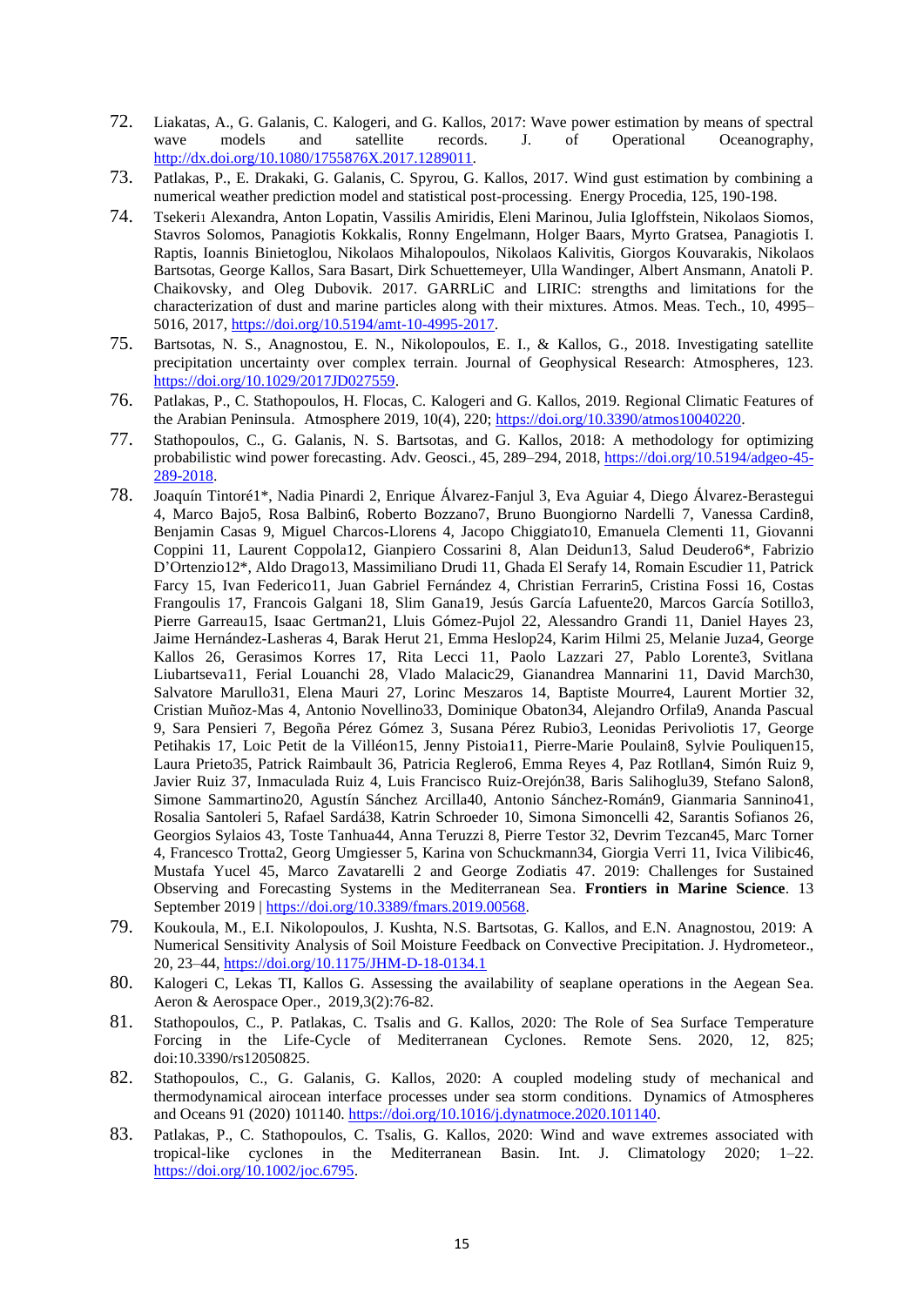72. Liakatas, A., G. Galanis, C. Kalogeri, and G. Kallos, 2017: Wave power estimation by means of spectral wave models and satellite records. J. of Operational Oceanography, http://dx.doi.org/10.1080/1755876X.2017.1289011.
73. Patlakas, P., E. Drakaki, G. Galanis, C. Spyrou, G. Kallos, 2017. Wind gust estimation by combining a numerical weather prediction model and statistical post-processing. Energy Procedia, 125, 190-198.
74. Tsekeri1 Alexandra, Anton Lopatin, Vassilis Amiridis, Eleni Marinou, Julia Igloffstein, Nikolaos Siomos, Stavros Solomos, Panagiotis Kokkalis, Ronny Engelmann, Holger Baars, Myrto Gratsea, Panagiotis I. Raptis, Ioannis Binietoglou, Nikolaos Mihalopoulos, Nikolaos Kalivitis, Giorgos Kouvarakis, Nikolaos Bartsotas, George Kallos, Sara Basart, Dirk Schuettemeyer, Ulla Wandinger, Albert Ansmann, Anatoli P. Chaikovsky, and Oleg Dubovik. 2017. GARRLiC and LIRIC: strengths and limitations for the characterization of dust and marine particles along with their mixtures. Atmos. Meas. Tech., 10, 4995–5016, 2017, https://doi.org/10.5194/amt-10-4995-2017.
75. Bartsotas, N. S., Anagnostou, E. N., Nikolopoulos, E. I., & Kallos, G., 2018. Investigating satellite precipitation uncertainty over complex terrain. Journal of Geophysical Research: Atmospheres, 123. https://doi.org/10.1029/2017JD027559.
76. Patlakas, P., C. Stathopoulos, H. Flocas, C. Kalogeri and G. Kallos, 2019. Regional Climatic Features of the Arabian Peninsula. Atmosphere 2019, 10(4), 220; https://doi.org/10.3390/atmos10040220.
77. Stathopoulos, C., G. Galanis, N. S. Bartsotas, and G. Kallos, 2018: A methodology for optimizing probabilistic wind power forecasting. Adv. Geosci., 45, 289–294, 2018, https://doi.org/10.5194/adgeo-45-289-2018.
78. Joaquín Tintoré1*, Nadia Pinardi 2, Enrique Álvarez-Fanjul 3, Eva Aguiar 4, Diego Álvarez-Berastegui 4, Marco Bajo5, Rosa Balbin6, Roberto Bozzano7, Bruno Buongiorno Nardelli 7, Vanessa Cardin8, Benjamin Casas 9, Miguel Charcos-Llorens 4, Jacopo Chiggiato10, Emanuela Clementi 11, Giovanni Coppini 11, Laurent Coppola12, Gianpiero Cossarini 8, Alan Deidun13, Salud Deudero6*, Fabrizio D'Ortenzio12*, Aldo Drago13, Massimiliano Drudi 11, Ghada El Serafy 14, Romain Escudier 11, Patrick Farcy 15, Ivan Federico11, Juan Gabriel Fernández 4, Christian Ferrarin5, Cristina Fossi 16, Costas Frangoulis 17, Francois Galgani 18, Slim Gana19, Jesús García Lafuente20, Marcos García Sotillo3, Pierre Garreau15, Isaac Gertman21, Lluis Gómez-Pujol 22, Alessandro Grandi 11, Daniel Hayes 23, Jaime Hernández-Lasheras 4, Barak Herut 21, Emma Heslop24, Karim Hilmi 25, Melanie Juza4, George Kallos 26, Gerasimos Korres 17, Rita Lecci 11, Paolo Lazzari 27, Pablo Lorente3, Svitlana Liubartseva11, Ferial Louanchi 28, Vlado Malacic29, Gianandrea Mannarini 11, David March30, Salvatore Marullo31, Elena Mauri 27, Lorinc Meszaros 14, Baptiste Mourre4, Laurent Mortier 32, Cristian Muñoz-Mas 4, Antonio Novellino33, Dominique Obaton34, Alejandro Orfila9, Ananda Pascual 9, Sara Pensieri 7, Begoña Pérez Gómez 3, Susana Pérez Rubio3, Leonidas Perivoliotis 17, George Petihakis 17, Loic Petit de la Villéon15, Jenny Pistoia11, Pierre-Marie Poulain8, Sylvie Pouliquen15, Laura Prieto35, Patrick Raimbault 36, Patricia Reglero6, Emma Reyes 4, Paz Rotllan4, Simón Ruiz 9, Javier Ruiz 37, Inmaculada Ruiz 4, Luis Francisco Ruiz-Orejón38, Baris Salihoglu39, Stefano Salon8, Simone Sammartino20, Agustín Sánchez Arcilla40, Antonio Sánchez-Román9, Gianmaria Sannino41, Rosalia Santoleri 5, Rafael Sardá38, Katrin Schroeder 10, Simona Simoncelli 42, Sarantis Sofianos 26, Georgios Sylaios 43, Toste Tanhua44, Anna Teruzzi 8, Pierre Testor 32, Devrim Tezcan45, Marc Torner 4, Francesco Trotta2, Georg Umgiesser 5, Karina von Schuckmann34, Giorgia Verri 11, Ivica Vilibic46, Mustafa Yucel 45, Marco Zavatarelli 2 and George Zodiatis 47. 2019: Challenges for Sustained Observing and Forecasting Systems in the Mediterranean Sea. **Frontiers in Marine Science**. 13 September 2019 | https://doi.org/10.3389/fmars.2019.00568.
79. Koukoula, M., E.I. Nikolopoulos, J. Kushta, N.S. Bartsotas, G. Kallos, and E.N. Anagnostou, 2019: A Numerical Sensitivity Analysis of Soil Moisture Feedback on Convective Precipitation. J. Hydrometeor., 20, 23–44, https://doi.org/10.1175/JHM-D-18-0134.1
80. Kalogeri C, Lekas TI, Kallos G. Assessing the availability of seaplane operations in the Aegean Sea. Aeron & Aerospace Oper., 2019,3(2):76-82.
81. Stathopoulos, C., P. Patlakas, C. Tsalis and G. Kallos, 2020: The Role of Sea Surface Temperature Forcing in the Life-Cycle of Mediterranean Cyclones. Remote Sens. 2020, 12, 825; doi:10.3390/rs12050825.
82. Stathopoulos, C., G. Galanis, G. Kallos, 2020: A coupled modeling study of mechanical and thermodynamical airocean interface processes under sea storm conditions. Dynamics of Atmospheres and Oceans 91 (2020) 101140. https://doi.org/10.1016/j.dynatmoce.2020.101140.
83. Patlakas, P., C. Stathopoulos, C. Tsalis, G. Kallos, 2020: Wind and wave extremes associated with tropical-like cyclones in the Mediterranean Basin. Int. J. Climatology 2020; 1–22. https://doi.org/10.1002/joc.6795.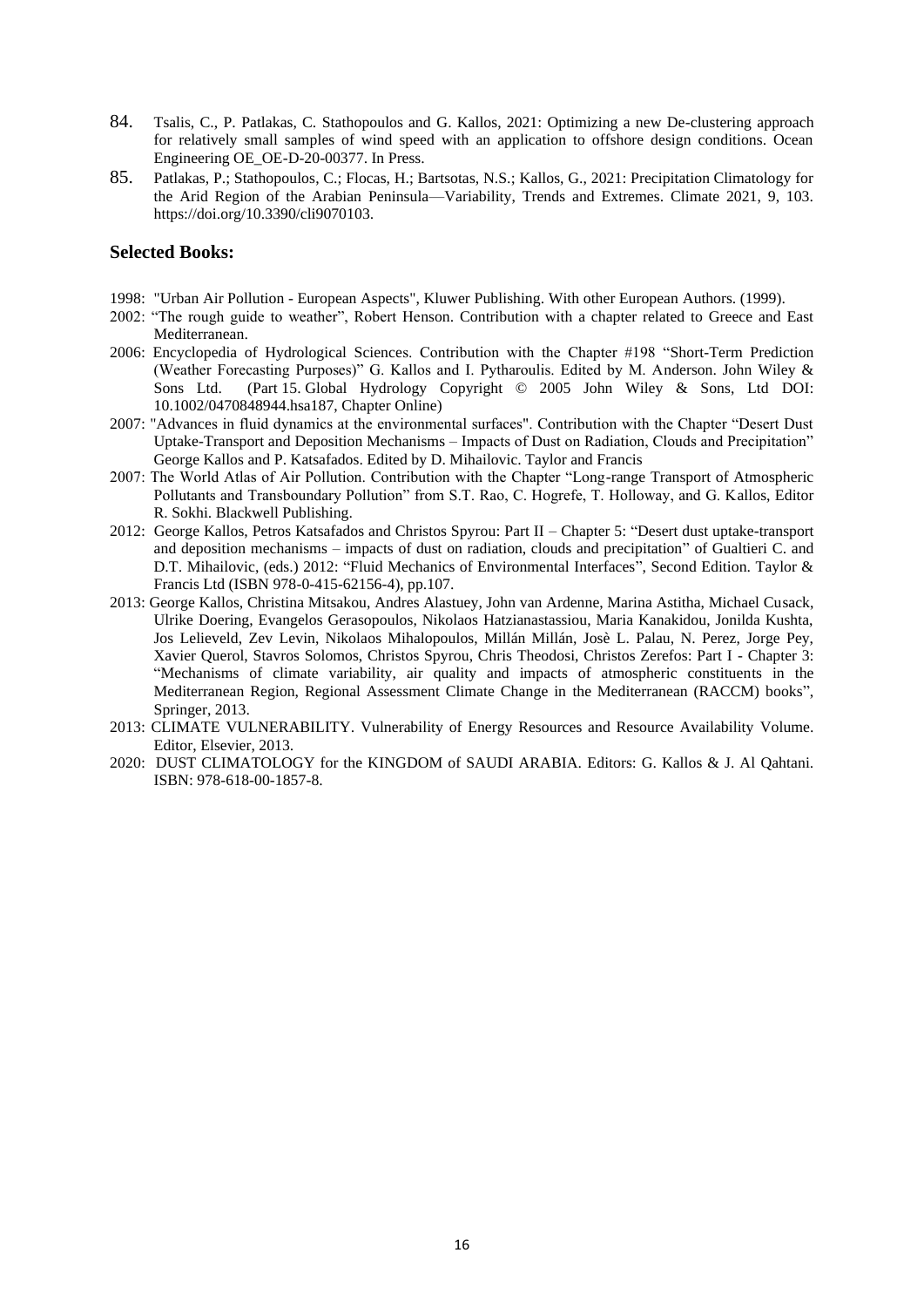84. Tsalis, C., P. Patlakas, C. Stathopoulos and G. Kallos, 2021: Optimizing a new De-clustering approach for relatively small samples of wind speed with an application to offshore design conditions. Ocean Engineering OE_OE-D-20-00377. In Press.
85. Patlakas, P.; Stathopoulos, C.; Flocas, H.; Bartsotas, N.S.; Kallos, G., 2021: Precipitation Climatology for the Arid Region of the Arabian Peninsula—Variability, Trends and Extremes. Climate 2021, 9, 103. https://doi.org/10.3390/cli9070103.

### Selected Books:

- 1998: "Urban Air Pollution - European Aspects", Kluwer Publishing. With other European Authors. (1999).
- 2002: "The rough guide to weather", Robert Henson. Contribution with a chapter related to Greece and East Mediterranean.
- 2006: Encyclopedia of Hydrological Sciences. Contribution with the Chapter #198 "Short-Term Prediction (Weather Forecasting Purposes)" G. Kallos and I. Pytharoulis. Edited by M. Anderson. John Wiley & Sons Ltd. (Part 15. Global Hydrology Copyright © 2005 John Wiley & Sons, Ltd DOI: 10.1002/0470848944.hsa187, Chapter Online)
- 2007: "Advances in fluid dynamics at the environmental surfaces". Contribution with the Chapter "Desert Dust Uptake-Transport and Deposition Mechanisms – Impacts of Dust on Radiation, Clouds and Precipitation" George Kallos and P. Katsafados. Edited by D. Mihailovic. Taylor and Francis
- 2007: The World Atlas of Air Pollution. Contribution with the Chapter "Long-range Transport of Atmospheric Pollutants and Transboundary Pollution" from S.T. Rao, C. Hogrefe, T. Holloway, and G. Kallos, Editor R. Sokhi. Blackwell Publishing.
- 2012: George Kallos, Petros Katsafados and Christos Spyrou: Part II – Chapter 5: "Desert dust uptake-transport and deposition mechanisms – impacts of dust on radiation, clouds and precipitation" of Gualtieri C. and D.T. Mihailovic, (eds.) 2012: "Fluid Mechanics of Environmental Interfaces", Second Edition. Taylor & Francis Ltd (ISBN 978-0-415-62156-4), pp.107.
- 2013: George Kallos, Christina Mitsakou, Andres Alastuey, John van Ardenne, Marina Astitha, Michael Cusack, Ulrike Doering, Evangelos Gerasopoulos, Nikolaos Hatzianastassiou, Maria Kanakidou, Jonilda Kushta, Jos Lelieveld, Zev Levin, Nikolaos Mihalopoulos, Millán Millán, Josè L. Palau, N. Perez, Jorge Pey, Xavier Querol, Stavros Solomos, Christos Spyrou, Chris Theodosi, Christos Zerefos: Part I - Chapter 3: "Mechanisms of climate variability, air quality and impacts of atmospheric constituents in the Mediterranean Region, Regional Assessment Climate Change in the Mediterranean (RACCM) books", Springer, 2013.
- 2013: CLIMATE VULNERABILITY. Vulnerability of Energy Resources and Resource Availability Volume. Editor, Elsevier, 2013.
- 2020: DUST CLIMATOLOGY for the KINGDOM of SAUDI ARABIA. Editors: G. Kallos & J. Al Qahtani. ISBN: 978-618-00-1857-8.